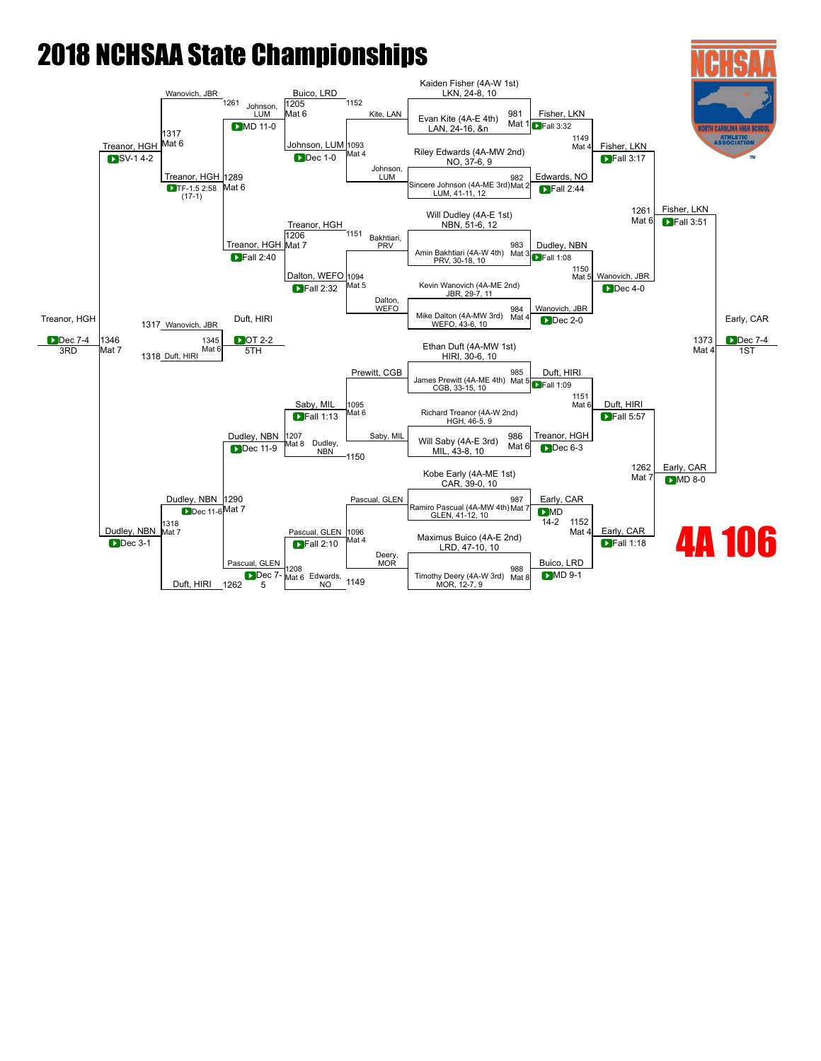# 2018 NCHSAA State Championships

## 4A 106

### Championship Bracket

**First Round**

- Kaiden Fisher (4A-W 1st) LKN, 24-8, 10 vs. Evan Kite (4A-E 4th) LAN, 24-16, &n — 981 Mat 1 — Fisher, LKN — Fall 3:32
- Riley Edwards (4A-MW 2nd) NO, 37-6, 9 vs. Sincere Johnson (4A-ME 3rd) LUM, 41-11, 12 — 982 Mat 2 — Edwards, NO — Fall 2:44
- Will Dudley (4A-E 1st) NBN, 51-6, 12 vs. Amin Bakhtiari (4A-W 4th) PRV, 30-18, 10 — 983 Mat 3 — Dudley, NBN — Fall 1:08
- Kevin Wanovich (4A-ME 2nd) JBR, 29-7, 11 vs. Mike Dalton (4A-MW 3rd) WEFO, 43-6, 10 — 984 Mat 4 — Wanovich, JBR — Dec 2-0
- Ethan Duft (4A-MW 1st) HIRI, 30-6, 10 vs. James Prewitt (4A-ME 4th) CGB, 33-15, 10 — 985 Mat 5 — Duft, HIRI — Fall 1:09
- Richard Treanor (4A-W 2nd) HGH, 46-5, 9 vs. Will Saby (4A-E 3rd) MIL, 43-8, 10 — 986 Mat 6 — Treanor, HGH — Dec 6-3
- Kobe Early (4A-ME 1st) CAR, 39-0, 10 vs. Ramiro Pascual (4A-MW 4th) GLEN, 41-12, 10 — 987 Mat 7 — Early, CAR — MD 14-2
- Maximus Buico (4A-E 2nd) LRD, 47-10, 10 vs. Timothy Deery (4A-W 3rd) MOR, 12-7, 9 — 988 Mat 8 — Buico, LRD — MD 9-1

**Quarterfinals**

- 1149 Mat 4 — Fisher, LKN vs. Edwards, NO — Fisher, LKN — Fall 3:17
- 1150 Mat 5 — Dudley, NBN vs. Wanovich, JBR — Wanovich, JBR — Dec 4-0
- 1151 Mat 6 — Duft, HIRI vs. Treanor, HGH — Duft, HIRI — Fall 5:57
- 1152 Mat 4 — Early, CAR vs. Buico, LRD — Early, CAR — Fall 1:18

**Semifinals**

- 1261 Mat 6 — Fisher, LKN vs. Wanovich, JBR — Fisher, LKN — Fall 3:51
- 1262 Mat 7 — Duft, HIRI vs. Early, CAR — Early, CAR — MD 8-0

**Final (1st)**

- 1373 Mat 4 — Fisher, LKN vs. Early, CAR — Early, CAR — Dec 7-4 — 1ST

### Consolation Bracket

**Consolation Round 1**

- 1093 Mat 4 — Kite, LAN vs. Johnson, LUM — Johnson, LUM — Dec 1-0
- 1094 Mat 5 — Bakhtiari, PRV vs. Dalton, WEFO — Dalton, WEFO — Fall 2:32
- 1095 Mat 6 — Prewitt, CGB vs. Saby, MIL — Saby, MIL — Fall 1:13
- 1096 Mat 4 — Pascual, GLEN vs. Deery, MOR — Pascual, GLEN — Fall 2:10

**Consolation Round 2**

- 1205 Mat 6 — Buico, LRD vs. Johnson, LUM (loser 1152) — Johnson, LUM — MD 11-0
- 1206 Mat 7 — Treanor, HGH (loser 1151) vs. Dalton, WEFO — Treanor, HGH — Fall 2:40
- 1207 Mat 8 — Saby, MIL vs. Dudley, NBN (loser 1150) — Dudley, NBN — Dec 11-9
- 1208 Mat 6 — Pascual, GLEN vs. Edwards, NO (loser 1149) — Pascual, GLEN — Dec 7-5

**Consolation Semifinals**

- 1289 Mat 6 — Johnson, LUM vs. Treanor, HGH — Treanor, HGH — TF-1.5 2:58 (17-1)
- 1290 Mat 7 — Dudley, NBN vs. Pascual, GLEN — Dudley, NBN — Dec 11-6

**Consolation Finals**

- 1317 Mat 6 — Wanovich, JBR (loser 1261) vs. Treanor, HGH — Treanor, HGH — SV-1 4-2
- 1318 Mat 7 — Dudley, NBN vs. Duft, HIRI (loser 1262) — Dudley, NBN — Dec 3-1

**3rd Place**

- 1346 Mat 7 — Treanor, HGH vs. Dudley, NBN — Treanor, HGH — Dec 7-4 — 3RD

**5th Place**

- 1345 Mat 6 — Wanovich, JBR (1317) vs. Duft, HIRI (1318) — Duft, HIRI — OT 2-2 — 5TH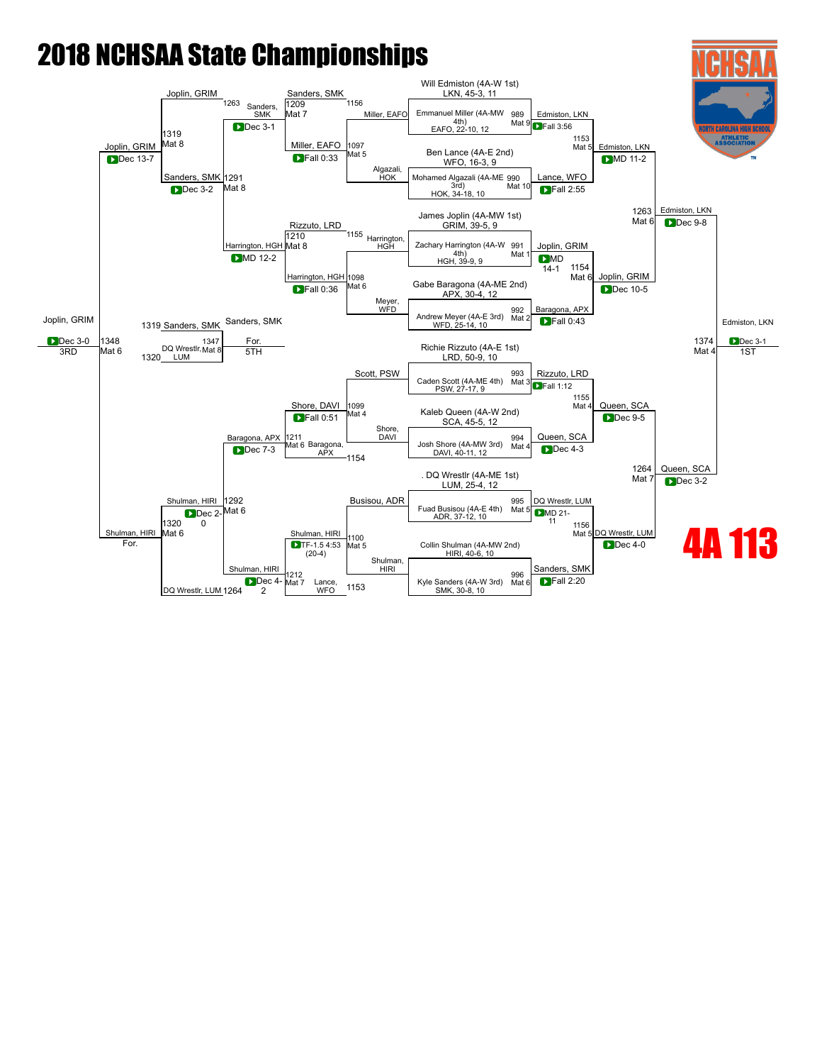# 2018 NCHSAA State Championships

## 4A 113

### Championship Bracket

**Quarterfinals (Top half)**

- Will Edmiston (4A-W 1st), LKN, 45-3, 11 vs. Emmanuel Miller (4A-MW 4th), EAFO, 22-10, 12 — Bout 989, Mat 9 — Edmiston, LKN — Fall 3:56
- Ben Lance (4A-E 2nd), WFO, 16-3, 9 vs. Mohamed Algazali (4A-ME 3rd), HOK, 34-18, 10 — Bout 990, Mat 10 — Lance, WFO — Fall 2:55
- James Joplin (4A-MW 1st), GRIM, 39-5, 9 vs. Zachary Harrington (4A-W 4th), HGH, 39-9, 9 — Bout 991, Mat 1 — Joplin, GRIM — MD 14-1
- Gabe Baragona (4A-ME 2nd), APX, 30-4, 12 vs. Andrew Meyer (4A-E 3rd), WFD, 25-14, 10 — Bout 992, Mat 2 — Baragona, APX — Fall 0:43

**Quarterfinals (Bottom half)**

- Richie Rizzuto (4A-E 1st), LRD, 50-9, 10 vs. Caden Scott (4A-ME 4th), PSW, 27-17, 9 — Bout 993, Mat 3 — Rizzuto, LRD — Fall 1:12
- Kaleb Queen (4A-W 2nd), SCA, 45-5, 12 vs. Josh Shore (4A-MW 3rd), DAVI, 40-11, 12 — Bout 994, Mat 4 — Queen, SCA — Dec 4-3
- . DQ Wrestlr (4A-ME 1st), LUM, 25-4, 12 vs. Fuad Busisou (4A-E 4th), ADR, 37-12, 10 — Bout 995, Mat 5 — DQ Wrestlr, LUM — MD 21-11
- Collin Shulman (4A-MW 2nd), HIRI, 40-6, 10 vs. Kyle Sanders (4A-W 3rd), SMK, 30-8, 10 — Bout 996, Mat 6 — Sanders, SMK — Fall 2:20

**Semifinals**

- Edmiston, LKN vs. Lance, WFO — Bout 1153, Mat 5 — Edmiston, LKN — MD 11-2
- Joplin, GRIM vs. Baragona, APX — Bout 1154, Mat 6 — Joplin, GRIM — Dec 10-5
- Rizzuto, LRD vs. Queen, SCA — Bout 1155, Mat 4 — Queen, SCA — Dec 9-5
- DQ Wrestlr, LUM vs. Sanders, SMK — Bout 1156, Mat 5 — DQ Wrestlr, LUM — Dec 4-0

**Finals (Semis)**

- Edmiston, LKN vs. Joplin, GRIM — Bout 1263, Mat 6 — Edmiston, LKN — Dec 9-8
- Queen, SCA vs. DQ Wrestlr, LUM — Bout 1264, Mat 7 — Queen, SCA — Dec 3-2

**Championship**

- Edmiston, LKN vs. Queen, SCA — Bout 1374, Mat 4 — Edmiston, LKN — Dec 3-1 — 1ST

### Consolation Bracket

- Miller, EAFO vs. Algazali, HOK — Bout 1097, Mat 5 — Miller, EAFO — Fall 0:33
- Harrington, HGH vs. Meyer, WFD — Bout 1098, Mat 6 — Harrington, HGH — Fall 0:36
- Scott, PSW vs. Shore, DAVI — Bout 1099, Mat 4 — Shore, DAVI — Fall 0:51
- Busisou, ADR vs. Shulman, HIRI — Bout 1100, Mat 5 — Shulman, HIRI — TF-1.5 4:53 (20-4)
- Sanders, SMK vs. Miller, EAFO — Bout 1209, Mat 7 (from 1156) — Sanders, SMK — Dec 3-1
- Rizzuto, LRD vs. Harrington, HGH — Bout 1210, Mat 8 (from 1155) — Harrington, HGH — MD 12-2
- Shore, DAVI vs. Baragona, APX — Bout 1211, Mat 6 (from 1154) — Baragona, APX — Dec 7-3
- Shulman, HIRI vs. Lance, WFO — Bout 1212, Mat 7 (from 1153) — Shulman, HIRI — Dec 4-2
- Joplin, GRIM vs. Sanders, SMK — Bout 1319, Mat 8 (from 1263) — Sanders, SMK — Dec 3-2
- Sanders, SMK vs. Harrington, HGH — Bout 1291, Mat 8 — Joplin, GRIM — Dec 13-7
- Baragona, APX vs. Shulman, HIRI — Bout 1292, Mat 6 — Shulman, HIRI — Dec 2-0
- Shulman, HIRI vs. DQ Wrestlr, LUM — Bout 1320, Mat 6 (from 1264) — Shulman, HIRI — For.
- Joplin, GRIM vs. Shulman, HIRI — Bout 1348, Mat 6 — Joplin, GRIM — Dec 3-0 — 3RD
- Sanders, SMK vs. DQ Wrestlr, LUM — Bout 1347, Mat 8 (from 1319 / 1320) — Sanders, SMK — For. — 5TH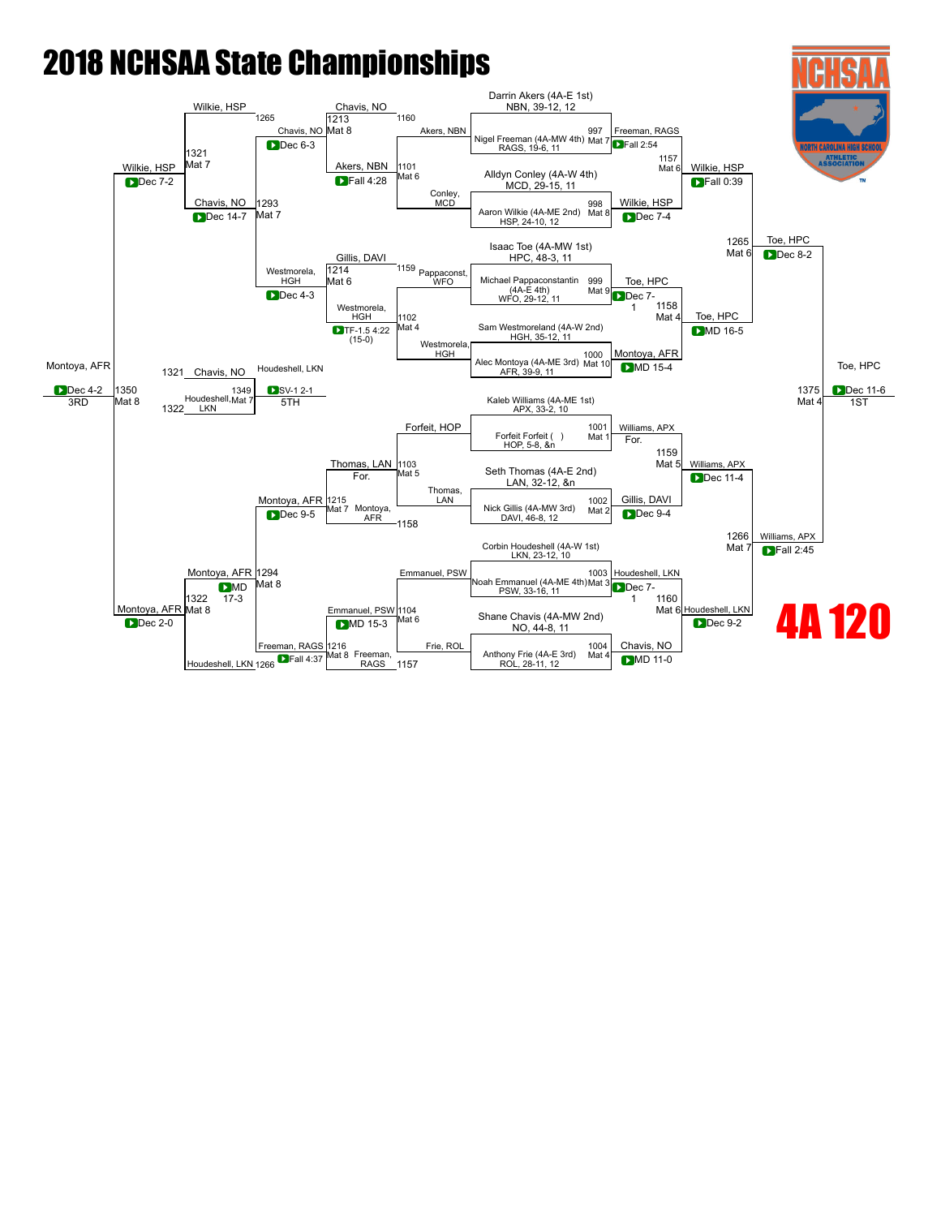# 2018 NCHSAA State Championships

## 4A 120

### Championship Bracket – First Round

| Bout | Mat | Wrestler | Opponent | Winner | Result |
|---|---|---|---|---|---|
| 997 | Mat 7 | Darrin Akers (4A-E 1st) NBN, 39-12, 12 | Nigel Freeman (4A-MW 4th) RAGS, 19-6, 11 | Freeman, RAGS | Fall 2:54 |
| 998 | Mat 8 | Alldyn Conley (4A-W 4th) MCD, 29-15, 11 | Aaron Wilkie (4A-ME 2nd) HSP, 24-10, 12 | Wilkie, HSP | Dec 7-4 |
| 999 | Mat 9 | Isaac Toe (4A-MW 1st) HPC, 48-3, 11 | Michael Pappaconstantin (4A-E 4th) WFO, 29-12, 11 | Toe, HPC | Dec 7-1 |
| 1000 | Mat 10 | Sam Westmoreland (4A-W 2nd) HGH, 35-12, 11 | Alec Montoya (4A-ME 3rd) AFR, 39-9, 11 | Montoya, AFR | MD 15-4 |
| 1001 | Mat 1 | Kaleb Williams (4A-ME 1st) APX, 33-2, 10 | Forfeit Forfeit ( ) HOP, 5-8, &n | Williams, APX | For. |
| 1002 | Mat 2 | Seth Thomas (4A-E 2nd) LAN, 32-12, &n | Nick Gillis (4A-MW 3rd) DAVI, 46-8, 12 | Gillis, DAVI | Dec 9-4 |
| 1003 | Mat 3 | Corbin Houdeshell (4A-W 1st) LKN, 23-12, 10 | Noah Emmanuel (4A-ME 4th) PSW, 33-16, 11 | Houdeshell, LKN | Dec 7-1 |
| 1004 | Mat 4 | Shane Chavis (4A-MW 2nd) NO, 44-8, 11 | Anthony Frie (4A-E 3rd) ROL, 28-11, 12 | Chavis, NO | MD 11-0 |

### Championship Bracket – Quarterfinals

| Bout | Mat | Wrestler | Opponent | Winner | Result |
|---|---|---|---|---|---|
| 1157 | Mat 6 | Freeman, RAGS | Wilkie, HSP | Wilkie, HSP | Fall 0:39 |
| 1158 | Mat 4 | Toe, HPC | Montoya, AFR | Toe, HPC | MD 16-5 |
| 1159 | Mat 5 | Williams, APX | Gillis, DAVI | Williams, APX | Dec 11-4 |
| 1160 | Mat 6 | Houdeshell, LKN | Chavis, NO | Houdeshell, LKN | Dec 9-2 |

### Championship Bracket – Semifinals

| Bout | Mat | Wrestler | Opponent | Winner | Result |
|---|---|---|---|---|---|
| 1265 | Mat 6 | Wilkie, HSP | Toe, HPC | Toe, HPC | Dec 8-2 |
| 1266 | Mat 7 | Williams, APX | Houdeshell, LKN | Williams, APX | Fall 2:45 |

### Championship Final

| Bout | Mat | Wrestler | Opponent | Winner | Result |
|---|---|---|---|---|---|
| 1375 | Mat 4 | Toe, HPC | Williams, APX | Toe, HPC (1ST) | Dec 11-6 |

### Consolation Bracket – First Round

| Bout | Mat | Wrestler | Opponent | Winner | Result |
|---|---|---|---|---|---|
| 1101 | Mat 6 | Akers, NBN | Conley, MCD | Akers, NBN | Fall 4:28 |
| 1102 | Mat 4 | Pappaconst, WFO | Westmorela, HGH | Westmorela, HGH | TF-1.5 4:22 (15-0) |
| 1103 | Mat 5 | Forfeit, HOP | Thomas, LAN | Thomas, LAN | For. |
| 1104 | Mat 6 | Emmanuel, PSW | Frie, ROL | Emmanuel, PSW | MD 15-3 |

### Consolation Bracket – Second Round

| Bout | Mat | Wrestler | Opponent | Winner | Result |
|---|---|---|---|---|---|
| 1213 | Mat 8 | Chavis, NO (1160) | Akers, NBN | Chavis, NO | Dec 6-3 |
| 1214 | Mat 6 | Gillis, DAVI (1159) | Westmorela, HGH | Westmorela, HGH | Dec 4-3 |
| 1215 | Mat 7 | Thomas, LAN | Montoya, AFR (1158) | Montoya, AFR | Dec 9-5 |
| 1216 | Mat 8 | Emmanuel, PSW | Freeman, RAGS (1157) | Freeman, RAGS | Fall 4:37 |

### Consolation Bracket – Quarterfinals

| Bout | Mat | Wrestler | Opponent | Winner | Result |
|---|---|---|---|---|---|
| 1293 | Mat 7 | Chavis, NO | Westmorela, HGH | Chavis, NO | Dec 14-7 |
| 1294 | Mat 8 | Montoya, AFR | Freeman, RAGS | Montoya, AFR | MD 17-3 |

### Consolation Bracket – Semifinals

| Bout | Mat | Wrestler | Opponent | Winner | Result |
|---|---|---|---|---|---|
| 1321 | Mat 7 | Wilkie, HSP (1265) | Chavis, NO | Wilkie, HSP | Dec 7-2 |
| 1322 | Mat 8 | Montoya, AFR | Houdeshell, LKN (1266) | Montoya, AFR | Dec 2-0 |

### Placement Matches

| Bout | Mat | Wrestler | Opponent | Winner | Result |
|---|---|---|---|---|---|
| 1350 (3rd) | Mat 8 | Wilkie, HSP | Montoya, AFR | Montoya, AFR (3RD) | Dec 4-2 |
| 1349 (5th) | Mat 7 | Chavis, NO (1321) | Houdeshell, LKN (1322) | Houdeshell, LKN (5TH) | SV-1 2-1 |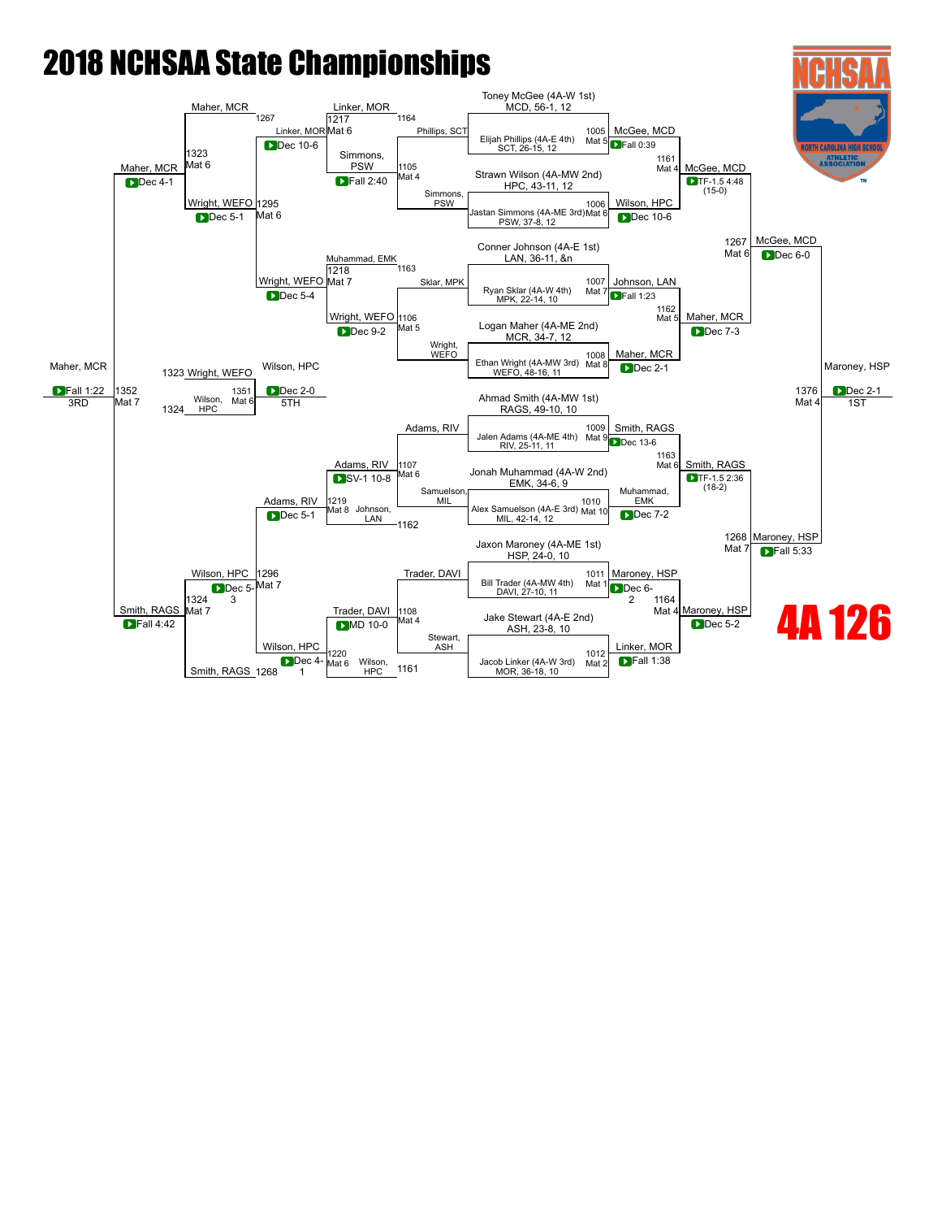# 2018 NCHSAA State Championships

## 4A 126

### Championship Bracket

**First Round**

| Bout | Mat | Wrestler 1 | Wrestler 2 | Winner | Result |
|---|---|---|---|---|---|
| 1005 | Mat 5 | Toney McGee (4A-W 1st) MCD, 56-1, 12 | Elijah Phillips (4A-E 4th) SCT, 26-15, 12 | McGee, MCD | Fall 0:39 |
| 1006 | Mat 6 | Strawn Wilson (4A-MW 2nd) HPC, 43-11, 12 | Jastan Simmons (4A-ME 3rd) PSW, 37-8, 12 | Wilson, HPC | Dec 10-6 |
| 1007 | Mat 7 | Conner Johnson (4A-E 1st) LAN, 36-11, &n | Ryan Sklar (4A-W 4th) MPK, 22-14, 10 | Johnson, LAN | Fall 1:23 |
| 1008 | Mat 8 | Logan Maher (4A-ME 2nd) MCR, 34-7, 12 | Ethan Wright (4A-MW 3rd) WEFO, 48-16, 11 | Maher, MCR | Dec 2-1 |
| 1009 | Mat 9 | Ahmad Smith (4A-MW 1st) RAGS, 49-10, 10 | Jalen Adams (4A-ME 4th) RIV, 25-11, 11 | Smith, RAGS | Dec 13-6 |
| 1010 | Mat 10 | Jonah Muhammad (4A-W 2nd) EMK, 34-6, 9 | Alex Samuelson (4A-E 3rd) MIL, 42-14, 12 | Muhammad, EMK | Dec 7-2 |
| 1011 | Mat 1 | Jaxon Maroney (4A-ME 1st) HSP, 24-0, 10 | Bill Trader (4A-MW 4th) DAVI, 27-10, 11 | Maroney, HSP | Dec 6-2 |
| 1012 | Mat 2 | Jake Stewart (4A-E 2nd) ASH, 23-8, 10 | Jacob Linker (4A-W 3rd) MOR, 36-18, 10 | Linker, MOR | Fall 1:38 |

**Quarterfinals**

| Bout | Mat | Winner | Result |
|---|---|---|---|
| 1161 | Mat 4 | McGee, MCD | TF-1.5 4:48 (15-0) |
| 1162 | Mat 5 | Maher, MCR | Dec 7-3 |
| 1163 | Mat 6 | Smith, RAGS | TF-1.5 2:36 (18-2) |
| 1164 | Mat 4 | Maroney, HSP | Dec 5-2 |

**Semifinals**

| Bout | Mat | Winner | Result |
|---|---|---|---|
| 1267 | Mat 6 | McGee, MCD | Dec 6-0 |
| 1268 | Mat 7 | Maroney, HSP | Fall 5:33 |

**Final (1st Place)**

| Bout | Mat | Winner | Result |
|---|---|---|---|
| 1376 | Mat 4 | Maroney, HSP | Dec 2-1 (1ST) |

### Consolation Bracket

| Bout | Mat | Wrestlers | Winner | Result |
|---|---|---|---|---|
| 1105 | Mat 4 | Phillips, SCT vs Simmons, PSW | Simmons, PSW | Fall 2:40 |
| 1106 | Mat 5 | Sklar, MPK vs Wright, WEFO | Wright, WEFO | Dec 9-2 |
| 1107 | Mat 6 | Adams, RIV vs Samuelson, MIL | Adams, RIV | SV-1 10-8 |
| 1108 | Mat 4 | Trader, DAVI vs Stewart, ASH | Trader, DAVI | MD 10-0 |
| 1217 | Mat 6 | Linker, MOR (1164) vs Simmons, PSW | Linker, MOR | Dec 10-6 |
| 1218 | Mat 7 | Muhammad, EMK (1163) vs Wright, WEFO | Wright, WEFO | Dec 5-4 |
| 1219 | Mat 8 | Adams, RIV vs Johnson, LAN (1162) | Adams, RIV | Dec 5-1 |
| 1220 | Mat 6 | Trader, DAVI vs Wilson, HPC (1161) | Wilson, HPC | Dec 4-1 |
| 1295 | Mat 6 | Maher, MCR (1267) vs Linker, MOR / Wright, WEFO | Wright, WEFO | Dec 5-1 |
| 1296 | Mat 7 | Adams, RIV vs Wilson, HPC / Smith, RAGS (1268) | Wilson, HPC | Dec 5-3 |
| 1323 | Mat 6 | Maher, MCR vs Wright, WEFO | Maher, MCR | Dec 4-1 |
| 1324 | Mat 7 | Wilson, HPC vs Smith, RAGS | Smith, RAGS | Fall 4:42 |
| 1351 | Mat 6 | Wright, WEFO (1323) vs Wilson, HPC (1324) | Wilson, HPC | Dec 2-0 (5TH) |
| 1352 | Mat 7 | Maher, MCR vs Smith, RAGS | Maher, MCR | Fall 1:22 (3RD) |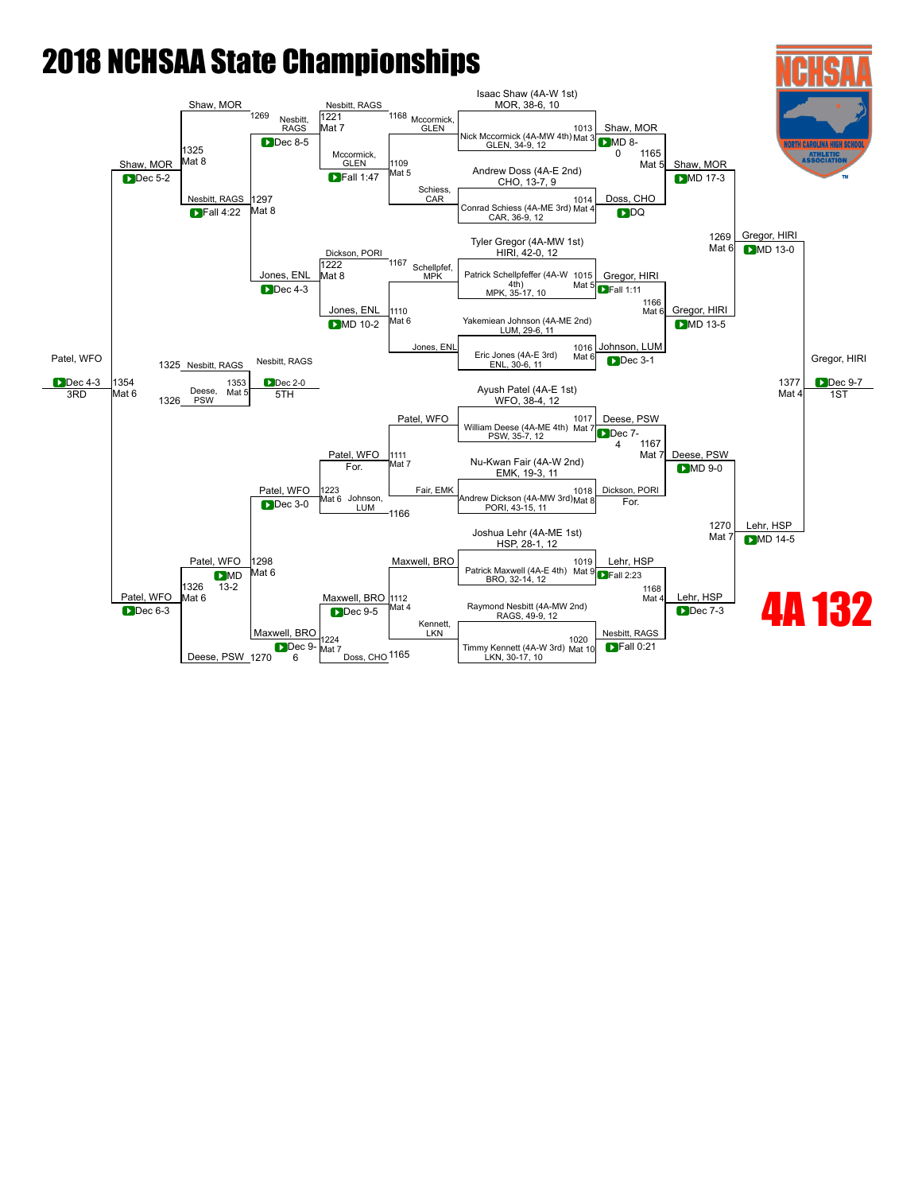# 2018 NCHSAA State Championships

## 4A 132

### Championship Bracket

**First Round / Quarterfinals**

| Bout | Mat | Wrestler | Wrestler | Winner | Result |
|---|---|---|---|---|---|
| 1013 | Mat 3 | Isaac Shaw (4A-W 1st) MOR, 38-6, 10 | Nick Mccormick (4A-MW 4th) GLEN, 34-9, 12 | Shaw, MOR | MD 8-0 |
| 1014 | Mat 4 | Andrew Doss (4A-E 2nd) CHO, 13-7, 9 | Conrad Schiess (4A-ME 3rd) CAR, 36-9, 12 | Doss, CHO | DQ |
| 1015 | Mat 5 | Tyler Gregor (4A-MW 1st) HIRI, 42-0, 12 | Patrick Schellpfeffer (4A-W 4th) MPK, 35-17, 10 | Gregor, HIRI | Fall 1:11 |
| 1016 | Mat 6 | Yakemiean Johnson (4A-ME 2nd) LUM, 29-6, 11 | Eric Jones (4A-E 3rd) ENL, 30-6, 11 | Johnson, LUM | Dec 3-1 |
| 1017 | Mat 7 | Ayush Patel (4A-E 1st) WFO, 38-4, 12 | William Deese (4A-ME 4th) PSW, 35-7, 12 | Deese, PSW | Dec 7-4 |
| 1018 | Mat 8 | Nu-Kwan Fair (4A-W 2nd) EMK, 19-3, 11 | Andrew Dickson (4A-MW 3rd) PORI, 43-15, 11 | Dickson, PORI | For. |
| 1019 | Mat 9 | Joshua Lehr (4A-ME 1st) HSP, 28-1, 12 | Patrick Maxwell (4A-E 4th) BRO, 32-14, 12 | Lehr, HSP | Fall 2:23 |
| 1020 | Mat 10 | Raymond Nesbitt (4A-MW 2nd) RAGS, 49-9, 12 | Timmy Kennett (4A-W 3rd) LKN, 30-17, 10 | Nesbitt, RAGS | Fall 0:21 |

**Semifinals**

| Bout | Mat | Winner | Result |
|---|---|---|---|
| 1165 | Mat 5 | Shaw, MOR | MD 17-3 |
| 1166 | Mat 6 | Gregor, HIRI | MD 13-5 |
| 1167 | Mat 7 | Deese, PSW | MD 9-0 |
| 1168 | Mat 4 | Lehr, HSP | Dec 7-3 |

**Finals**

| Bout | Mat | Winner | Result |
|---|---|---|---|
| 1269 | Mat 6 | Gregor, HIRI | MD 13-0 |
| 1270 | Mat 7 | Lehr, HSP | MD 14-5 |
| 1377 | Mat 4 | Gregor, HIRI (1ST) | Dec 9-7 |

### Consolation Bracket

| Bout | Mat | Wrestlers | Winner | Result |
|---|---|---|---|---|
| 1109 | Mat 5 | Mccormick, GLEN vs Schiess, CAR | Mccormick, GLEN | Fall 1:47 |
| 1110 | Mat 6 | Schellpfef, MPK vs Jones, ENL | Jones, ENL | MD 10-2 |
| 1111 | Mat 7 | Patel, WFO vs Fair, EMK | Patel, WFO | For. |
| 1112 | Mat 4 | Maxwell, BRO vs Kennett, LKN | Maxwell, BRO | Dec 9-5 |
| 1221 | Mat 7 | Nesbitt, RAGS vs Mccormick, GLEN | Nesbitt, RAGS | Dec 8-5 |
| 1222 | Mat 8 | Dickson, PORI vs Jones, ENL | Jones, ENL | Dec 4-3 |
| 1223 | Mat 6 | Patel, WFO vs Johnson, LUM | Patel, WFO | Dec 3-0 |
| 1224 | Mat 7 | Maxwell, BRO vs Doss, CHO | Maxwell, BRO | Dec 9-6 |
| 1297 | Mat 8 | Nesbitt, RAGS vs Jones, ENL | Nesbitt, RAGS | Fall 4:22 |
| 1298 | Mat 6 | Patel, WFO vs Maxwell, BRO | Patel, WFO | MD 13-2 |
| 1325 | Mat 8 | Shaw, MOR vs Nesbitt, RAGS | Shaw, MOR | Dec 5-2 |
| 1326 | Mat 6 | Patel, WFO vs Deese, PSW | Patel, WFO | Dec 6-3 |
| 1353 | Mat 5 | Nesbitt, RAGS vs Deese, PSW | Nesbitt, RAGS (5TH) | Dec 2-0 |
| 1354 | Mat 6 | Shaw, MOR vs Patel, WFO | Patel, WFO (3RD) | Dec 4-3 |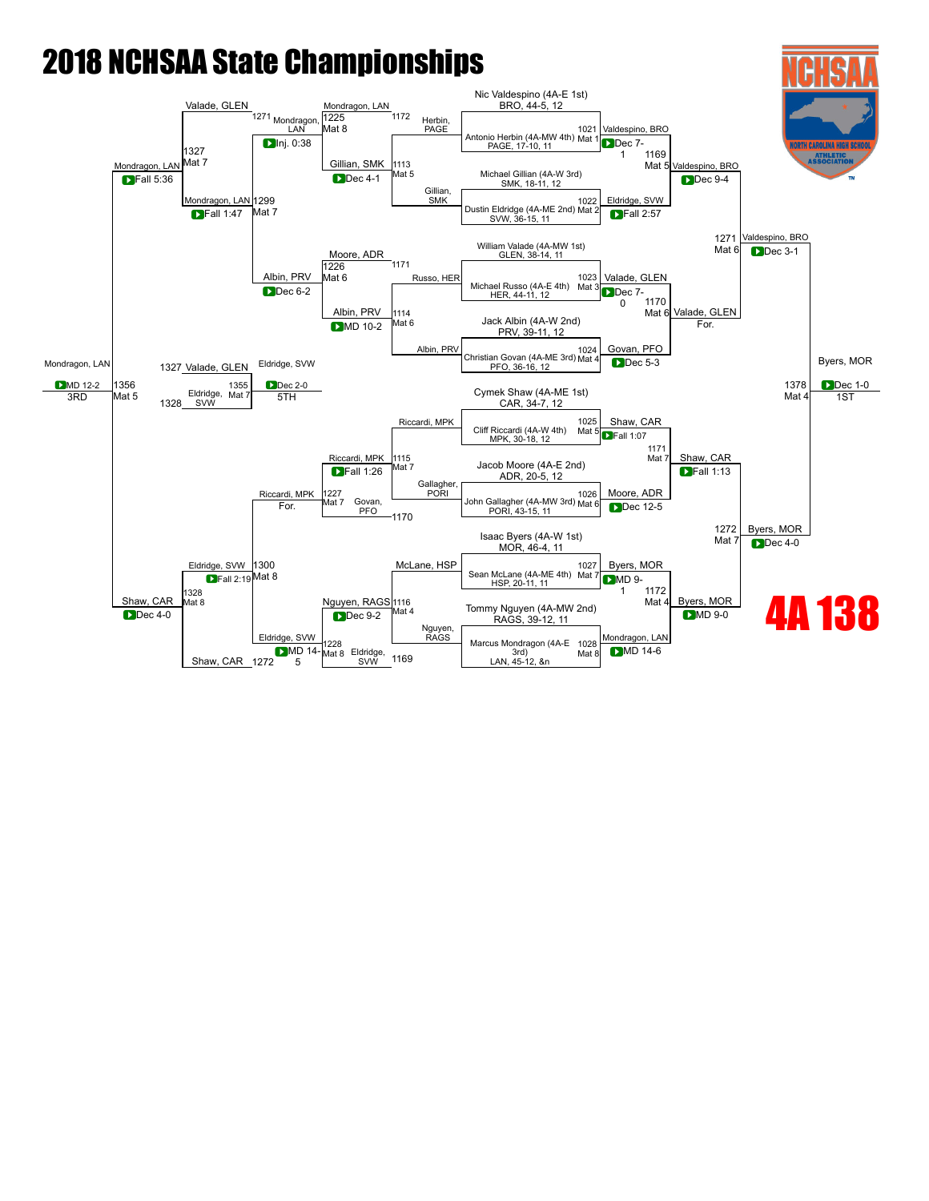# 2018 NCHSAA State Championships

## 4A 138

### Championship Bracket – Seeds

- Nic Valdespino (4A-E 1st) BRO, 44-5, 12
- Antonio Herbin (4A-MW 4th) PAGE, 17-10, 11
- Michael Gillian (4A-W 3rd) SMK, 18-11, 12
- Dustin Eldridge (4A-ME 2nd) SVW, 36-15, 11
- William Valade (4A-MW 1st) GLEN, 38-14, 11
- Michael Russo (4A-E 4th) HER, 44-11, 12
- Jack Albin (4A-W 2nd) PRV, 39-11, 12
- Christian Govan (4A-ME 3rd) PFO, 36-16, 12
- Cymek Shaw (4A-ME 1st) CAR, 34-7, 12
- Cliff Riccardi (4A-W 4th) MPK, 30-18, 12
- Jacob Moore (4A-E 2nd) ADR, 20-5, 12
- John Gallagher (4A-MW 3rd) PORI, 43-15, 11
- Isaac Byers (4A-W 1st) MOR, 46-4, 11
- Sean McLane (4A-ME 4th) HSP, 20-11, 11
- Tommy Nguyen (4A-MW 2nd) RAGS, 39-12, 11
- Marcus Mondragon (4A-E 3rd) LAN, 45-12, &n

### Championship Bracket – First Round

| Bout | Mat | Winner | Result |
|---|---|---|---|
| 1021 | Mat 1 | Valdespino, BRO | Dec 7-1 |
| 1022 | Mat 2 | Eldridge, SVW | Fall 2:57 |
| 1023 | Mat 3 | Valade, GLEN | Dec 7-0 |
| 1024 | Mat 4 | Govan, PFO | Dec 5-3 |
| 1025 | Mat 5 | Shaw, CAR | Fall 1:07 |
| 1026 | Mat 6 | Moore, ADR | Dec 12-5 |
| 1027 | Mat 7 | Byers, MOR | MD 9-1 |
| 1028 | Mat 8 | Mondragon, LAN | MD 14-6 |

### Championship Bracket – Quarterfinals

| Bout | Mat | Winner | Result |
|---|---|---|---|
| 1169 | Mat 5 | Valdespino, BRO | Dec 9-4 |
| 1170 | Mat 6 | Valade, GLEN | For. |
| 1171 | Mat 7 | Shaw, CAR | Fall 1:13 |
| 1172 | Mat 4 | Byers, MOR | MD 9-0 |

### Championship Bracket – Semifinals

| Bout | Mat | Winner | Result |
|---|---|---|---|
| 1271 | Mat 6 | Valdespino, BRO | Dec 3-1 |
| 1272 | Mat 7 | Byers, MOR | Dec 4-0 |

### Championship Final

| Bout | Mat | Winner | Result | Place |
|---|---|---|---|---|
| 1378 | Mat 4 | Byers, MOR | Dec 1-0 | 1ST |

### Consolation Bracket

| Bout | Mat | Participants | Winner | Result |
|---|---|---|---|---|
| 1113 | Mat 5 | Herbin, PAGE / Gillian, SMK | Gillian, SMK | Dec 4-1 |
| 1114 | Mat 6 | Russo, HER / Albin, PRV | Albin, PRV | MD 10-2 |
| 1115 | Mat 7 | Riccardi, MPK / Gallagher, PORI | Riccardi, MPK | Fall 1:26 |
| 1116 | Mat 4 | McLane, HSP / Nguyen, RAGS | Nguyen, RAGS | Dec 9-2 |
| 1225 | Mat 8 | Mondragon, LAN (1172) / Gillian, SMK | Mondragon, LAN | Inj. 0:38 |
| 1226 | Mat 6 | Moore, ADR (1171) / Albin, PRV | Albin, PRV | Dec 6-2 |
| 1227 | Mat 7 | Riccardi, MPK / Govan, PFO (1170) | Riccardi, MPK | For. |
| 1228 | Mat 8 | Nguyen, RAGS / Eldridge, SVW (1169) | Eldridge, SVW | MD 14-5 |
| 1299 | Mat 7 | Mondragon, LAN (1271 loser Valade, GLEN) / Albin, PRV | Mondragon, LAN | Fall 1:47 |
| 1300 | Mat 8 | Riccardi, MPK / Eldridge, SVW | Eldridge, SVW | Fall 2:19 |
| 1327 | Mat 7 | Valade, GLEN / Mondragon, LAN | Mondragon, LAN | Fall 5:36 |
| 1328 | Mat 8 | Eldridge, SVW / Shaw, CAR (1272) | Shaw, CAR | Dec 4-0 |

### Placement Matches

| Bout | Mat | Participants | Winner | Result | Place |
|---|---|---|---|---|---|
| 1356 | Mat 5 | Mondragon, LAN / Shaw, CAR | Mondragon, LAN | MD 12-2 | 3RD |
| 1355 | Mat 7 | Valade, GLEN (1327) / Eldridge, SVW (1328) | Eldridge, SVW | Dec 2-0 | 5TH |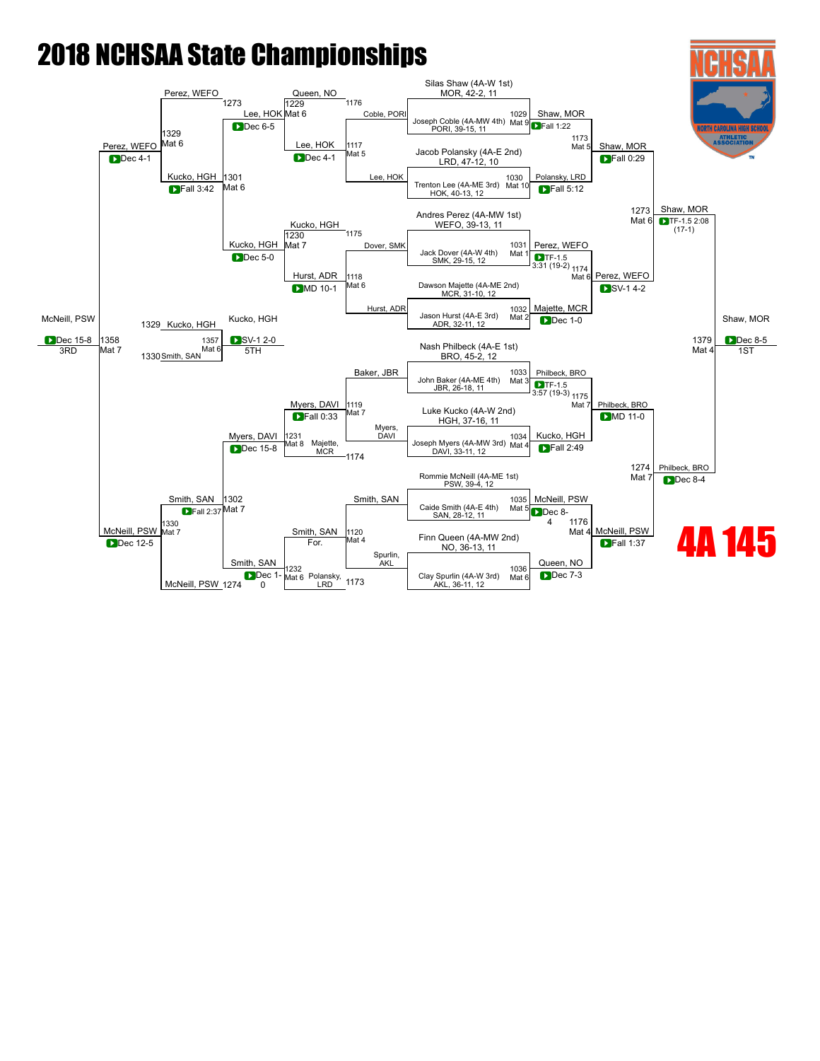# 2018 NCHSAA State Championships

## 4A 145

### Championship Bracket

**First Round**

| Bout | Mat | Wrestler 1 | Wrestler 2 | Winner | Result |
|---|---|---|---|---|---|
| 1029 | Mat 9 | Silas Shaw (4A-W 1st) MOR, 42-2, 11 | Joseph Coble (4A-MW 4th) PORI, 39-15, 11 | Shaw, MOR | Fall 1:22 |
| 1030 | Mat 10 | Jacob Polansky (4A-E 2nd) LRD, 47-12, 10 | Trenton Lee (4A-ME 3rd) HOK, 40-13, 12 | Polansky, LRD | Fall 5:12 |
| 1031 | Mat 1 | Andres Perez (4A-MW 1st) WEFO, 39-13, 11 | Jack Dover (4A-W 4th) SMK, 29-15, 12 | Perez, WEFO | TF-1.5 3:31 (19-2) |
| 1032 | Mat 2 | Dawson Majette (4A-ME 2nd) MCR, 31-10, 12 | Jason Hurst (4A-E 3rd) ADR, 32-11, 12 | Majette, MCR | Dec 1-0 |
| 1033 | Mat 3 | Nash Philbeck (4A-E 1st) BRO, 45-2, 12 | John Baker (4A-ME 4th) JBR, 26-18, 11 | Philbeck, BRO | TF-1.5 3:57 (19-3) |
| 1034 | Mat 4 | Luke Kucko (4A-W 2nd) HGH, 37-16, 11 | Joseph Myers (4A-MW 3rd) DAVI, 33-11, 12 | Kucko, HGH | Fall 2:49 |
| 1035 | Mat 5 | Rommie McNeill (4A-ME 1st) PSW, 39-4, 12 | Caide Smith (4A-E 4th) SAN, 28-12, 11 | McNeill, PSW | Dec 8-4 |
| 1036 | Mat 6 | Finn Queen (4A-MW 2nd) NO, 36-13, 11 | Clay Spurlin (4A-W 3rd) AKL, 36-11, 12 | Queen, NO | Dec 7-3 |

**Quarterfinals**

| Bout | Mat | Winner | Result |
|---|---|---|---|
| 1173 | Mat 5 | Shaw, MOR | Fall 0:29 |
| 1174 | Mat 6 | Perez, WEFO | SV-1 4-2 |
| 1175 | Mat 7 | Philbeck, BRO | MD 11-0 |
| 1176 | Mat 4 | McNeill, PSW | Fall 1:37 |

**Semifinals**

| Bout | Mat | Winner | Result |
|---|---|---|---|
| 1273 | Mat 6 | Shaw, MOR | TF-1.5 2:08 (17-1) |
| 1274 | Mat 7 | Philbeck, BRO | Dec 8-4 |

**Final**

| Bout | Mat | Winner | Result | Place |
|---|---|---|---|---|
| 1379 | Mat 4 | Shaw, MOR | Dec 8-5 | 1ST |

### Consolation Bracket

| Bout | Mat | Wrestlers | Winner | Result |
|---|---|---|---|---|
| 1117 | Mat 5 | Coble, PORI vs Lee, HOK | Lee, HOK | Dec 4-1 |
| 1118 | Mat 6 | Dover, SMK vs Hurst, ADR | Hurst, ADR | MD 10-1 |
| 1119 | Mat 7 | Baker, JBR vs Myers, DAVI | Myers, DAVI | Fall 0:33 |
| 1120 | Mat 4 | Smith, SAN vs Spurlin, AKL | Smith, SAN | For. |
| 1229 | Mat 6 | Queen, NO vs Lee, HOK | Lee, HOK | Dec 6-5 |
| 1230 | Mat 7 | Kucko, HGH vs Hurst, ADR | Kucko, HGH | Dec 5-0 |
| 1231 | Mat 8 | Myers, DAVI vs Majette, MCR | Myers, DAVI | Dec 15-8 |
| 1232 | Mat 6 | Smith, SAN vs Polansky, LRD | Smith, SAN | Dec 1-0 |
| 1301 | Mat 6 | Lee, HOK vs Kucko, HGH | Kucko, HGH | Fall 3:42 |
| 1302 | Mat 7 | Myers, DAVI vs Smith, SAN | Smith, SAN | Fall 2:37 |
| 1329 | Mat 6 | Perez, WEFO vs Kucko, HGH | Perez, WEFO | Dec 4-1 |
| 1330 | Mat 7 | Smith, SAN vs McNeill, PSW | McNeill, PSW | Dec 12-5 |
| 1357 | Mat 6 | Kucko, HGH vs Smith, SAN | Kucko, HGH | SV-1 2-0 (5TH) |
| 1358 | Mat 7 | Perez, WEFO vs McNeill, PSW | McNeill, PSW | Dec 15-8 (3RD) |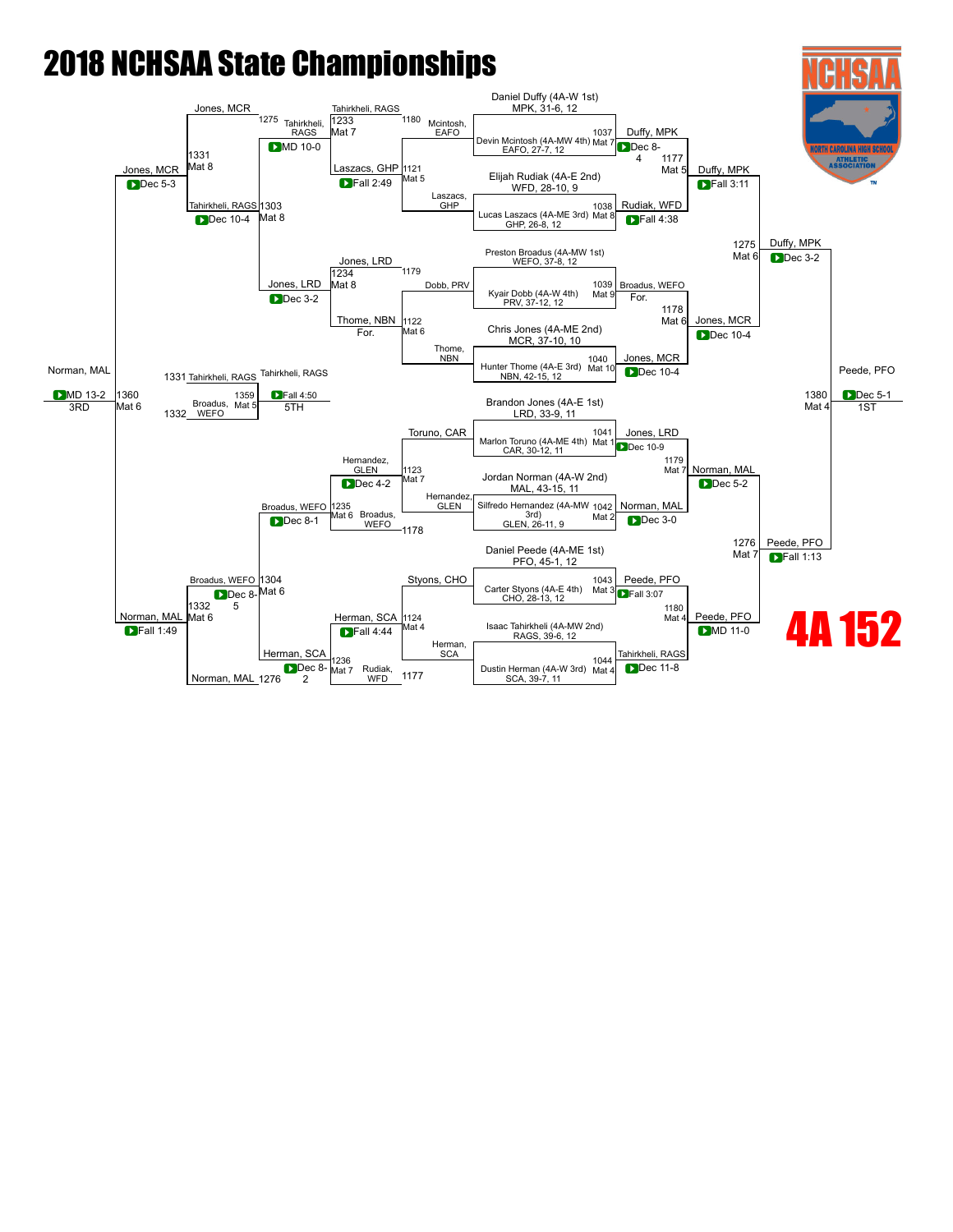# 2018 NCHSAA State Championships

## 4A 152

### Championship Bracket

**First Round**

- Daniel Duffy (4A-W 1st) MPK, 31-6, 12 vs. Devin Mcintosh (4A-MW 4th) EAFO, 27-7, 12 — Bout 1037, Mat 7 — Duffy, MPK, Dec 8-4
- Elijah Rudiak (4A-E 2nd) WFD, 28-10, 9 vs. Lucas Laszacs (4A-ME 3rd) GHP, 26-8, 12 — Bout 1038, Mat 8 — Rudiak, WFD, Fall 4:38
- Preston Broadus (4A-MW 1st) WEFO, 37-8, 12 vs. Kyair Dobb (4A-W 4th) PRV, 37-12, 12 — Bout 1039, Mat 9 — Broadus, WEFO, For.
- Chris Jones (4A-ME 2nd) MCR, 37-10, 10 vs. Hunter Thome (4A-E 3rd) NBN, 42-15, 12 — Bout 1040, Mat 10 — Jones, MCR, Dec 10-4
- Brandon Jones (4A-E 1st) LRD, 33-9, 11 vs. Marlon Toruno (4A-ME 4th) CAR, 30-12, 11 — Bout 1041, Mat 1 — Jones, LRD, Dec 10-9
- Jordan Norman (4A-W 2nd) MAL, 43-15, 11 vs. Silfredo Hernandez (4A-MW 3rd) GLEN, 26-11, 9 — Bout 1042, Mat 2 — Norman, MAL, Dec 3-0
- Daniel Peede (4A-ME 1st) PFO, 45-1, 12 vs. Carter Styons (4A-E 4th) CHO, 28-13, 12 — Bout 1043, Mat 3 — Peede, PFO, Fall 3:07
- Isaac Tahirkheli (4A-MW 2nd) RAGS, 39-6, 12 vs. Dustin Herman (4A-W 3rd) SCA, 39-7, 11 — Bout 1044, Mat 4 — Tahirkheli, RAGS, Dec 11-8

**Quarterfinals**

- Duffy, MPK vs. Rudiak, WFD — Bout 1177, Mat 5 — Duffy, MPK, Fall 3:11
- Broadus, WEFO vs. Jones, MCR — Bout 1178, Mat 6 — Jones, MCR, Dec 10-4
- Jones, LRD vs. Norman, MAL — Bout 1179, Mat 7 — Norman, MAL, Dec 5-2
- Peede, PFO vs. Tahirkheli, RAGS — Bout 1180, Mat 4 — Peede, PFO, MD 11-0

**Semifinals**

- Duffy, MPK vs. Jones, MCR — Bout 1275, Mat 6 — Duffy, MPK, Dec 3-2
- Norman, MAL vs. Peede, PFO — Bout 1276, Mat 7 — Peede, PFO, Fall 1:13

**Final (1ST)**

- Duffy, MPK vs. Peede, PFO — Bout 1380, Mat 4 — Peede, PFO, Dec 5-1 — 1ST

### Consolation Bracket

**Consolation Round 1**

- Mcintosh, EAFO vs. Laszacs, GHP — Bout 1121, Mat 5 — Laszacs, GHP, Fall 2:49
- Dobb, PRV vs. Thome, NBN — Bout 1122, Mat 6 — Thome, NBN, For.
- Toruno, CAR vs. Hernandez, GLEN — Bout 1123, Mat 7 — Hernandez, GLEN, Dec 4-2
- Styons, CHO vs. Herman, SCA — Bout 1124, Mat 4 — Herman, SCA, Fall 4:44

**Consolation Round 2**

- Tahirkheli, RAGS vs. Laszacs, GHP — Bout 1233, Mat 7 — Tahirkheli, RAGS, MD 10-0
- Jones, LRD vs. Thome, NBN — Bout 1234, Mat 8 — Jones, LRD, Dec 3-2
- Broadus, WEFO vs. Hernandez, GLEN — Bout 1235, Mat 6 — Broadus, WEFO, Dec 8-1
- Rudiak, WFD vs. Herman, SCA — Bout 1236, Mat 7 — Herman, SCA, Dec 8-2

**Consolation Semifinals**

- Tahirkheli, RAGS vs. Jones, LRD — Bout 1303, Mat 8 — Tahirkheli, RAGS, Dec 10-4
- Broadus, WEFO vs. Herman, SCA — Bout 1304, Mat 6 — Broadus, WEFO, Dec 8-5

**Consolation Finals**

- Jones, MCR vs. Tahirkheli, RAGS — Bout 1331, Mat 8 — Jones, MCR, Dec 5-3
- Norman, MAL vs. Broadus, WEFO — Bout 1332, Mat 6 — Norman, MAL, Fall 1:49

**3rd Place**

- Jones, MCR vs. Norman, MAL — Bout 1360, Mat 6 — Norman, MAL, MD 13-2 — 3RD

**5th Place**

- Tahirkheli, RAGS vs. Broadus, WEFO — Bout 1359, Mat 5 — Tahirkheli, RAGS, Fall 4:50 — 5TH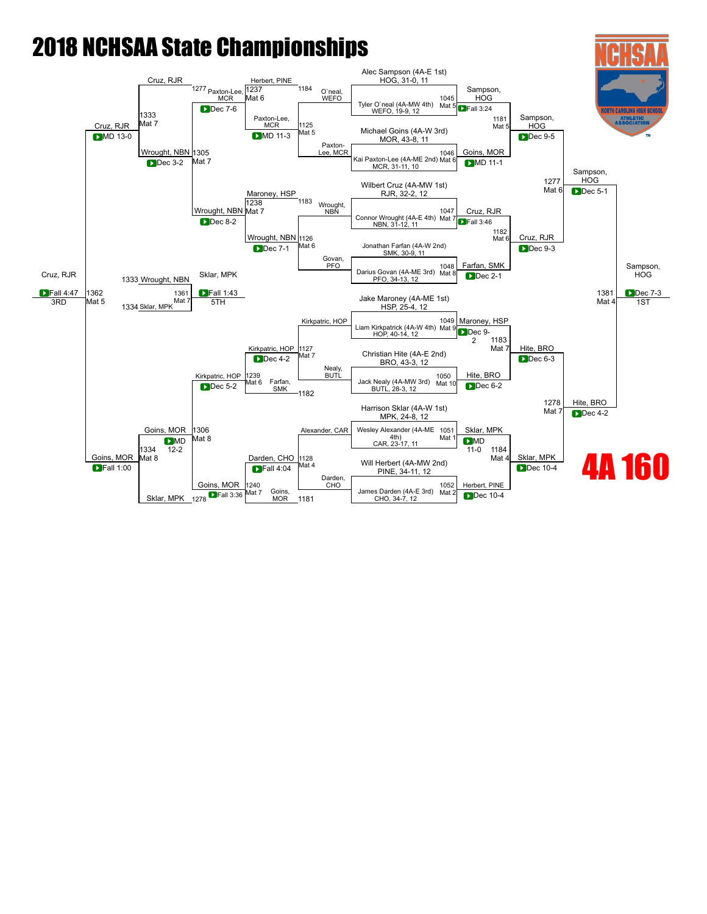# 2018 NCHSAA State Championships

## 4A 160

### Championship Bracket

**Seeds:**
- Alec Sampson (4A-E 1st) HOG, 31-0, 11
- Tyler O`neal (4A-MW 4th) WEFO, 19-9, 12
- Michael Goins (4A-W 3rd) MOR, 43-8, 11
- Kai Paxton-Lee (4A-ME 2nd) MCR, 31-11, 10
- Wilbert Cruz (4A-MW 1st) RJR, 32-2, 12
- Connor Wrought (4A-E 4th) NBN, 31-12, 11
- Jonathan Farfan (4A-W 2nd) SMK, 30-9, 11
- Darius Govan (4A-ME 3rd) PFO, 34-13, 12
- Jake Maroney (4A-ME 1st) HSP, 25-4, 12
- Liam Kirkpatrick (4A-W 4th) HOP, 40-14, 12
- Christian Hite (4A-E 2nd) BRO, 43-3, 12
- Jack Nealy (4A-MW 3rd) BUTL, 28-3, 12
- Harrison Sklar (4A-W 1st) MPK, 24-8, 12
- Wesley Alexander (4A-ME 4th) CAR, 23-17, 11
- Will Herbert (4A-MW 2nd) PINE, 34-11, 12
- James Darden (4A-E 3rd) CHO, 34-7, 12

**First Round:**
- 1045 Mat 5: Sampson, HOG — Fall 3:24
- 1046 Mat 6: Goins, MOR — MD 11-1
- 1047 Mat 7: Cruz, RJR — Fall 3:46
- 1048 Mat 8: Farfan, SMK — Dec 2-1
- 1049 Mat 9: Maroney, HSP — Dec 9-2
- 1050 Mat 10: Hite, BRO — Dec 6-2
- 1051 Mat 1: Sklar, MPK — MD 11-0
- 1052 Mat 2: Herbert, PINE — Dec 10-4

**Quarterfinals:**
- 1181 Mat 5: Sampson, HOG — Dec 9-5
- 1182 Mat 6: Cruz, RJR — Dec 9-3
- 1183 Mat 7: Hite, BRO — Dec 6-3
- 1184 Mat 4: Sklar, MPK — Dec 10-4

**Semifinals:**
- 1277 Mat 6: Sampson, HOG — Dec 5-1
- 1278 Mat 7: Hite, BRO — Dec 4-2

**Final:**
- 1381 Mat 4: Sampson, HOG — Dec 7-3 — 1ST

### Consolation Bracket

**Consolation Round 1:**
- 1125 Mat 5: O`neal, WEFO vs Paxton-Lee, MCR — Paxton-Lee, MCR — MD 11-3
- 1126 Mat 6: Wrought, NBN vs Govan, PFO — Wrought, NBN — Dec 7-1
- 1127 Mat 7: Kirkpatric, HOP vs Nealy, BUTL — Kirkpatric, HOP — Dec 4-2
- 1128 Mat 4: Alexander, CAR vs Darden, CHO — Darden, CHO — Fall 4:04

**Consolation Round 2:**
- 1237 Mat 6: Herbert, PINE vs Paxton-Lee, MCR — Paxton-Lee, MCR — Dec 7-6
- 1238 Mat 7: Maroney, HSP vs Wrought, NBN — Wrought, NBN — Dec 8-2
- 1239 Mat 6: Kirkpatric, HOP vs Farfan, SMK — Kirkpatric, HOP — Dec 5-2
- 1240 Mat 7: Darden, CHO vs Goins, MOR — Goins, MOR — Fall 3:36

**Consolation Quarterfinals:**
- 1305 Mat 7: Paxton-Lee, MCR (1277) vs Wrought, NBN — Wrought, NBN — Dec 3-2
- 1306 Mat 8: Kirkpatric, HOP vs Goins, MOR — Goins, MOR — MD 12-2

**Consolation Semifinals:**
- 1333 Mat 7: Cruz, RJR vs Wrought, NBN — Cruz, RJR — MD 13-0
- 1334 Mat 8: Goins, MOR vs Sklar, MPK (1278) — Goins, MOR — Fall 1:00

**3rd Place:**
- 1362 Mat 5: Cruz, RJR vs Goins, MOR — Cruz, RJR — Fall 4:47 — 3RD

**5th Place:**
- 1361 Mat 7: Wrought, NBN (1333) vs Sklar, MPK (1334) — Sklar, MPK — Fall 1:43 — 5TH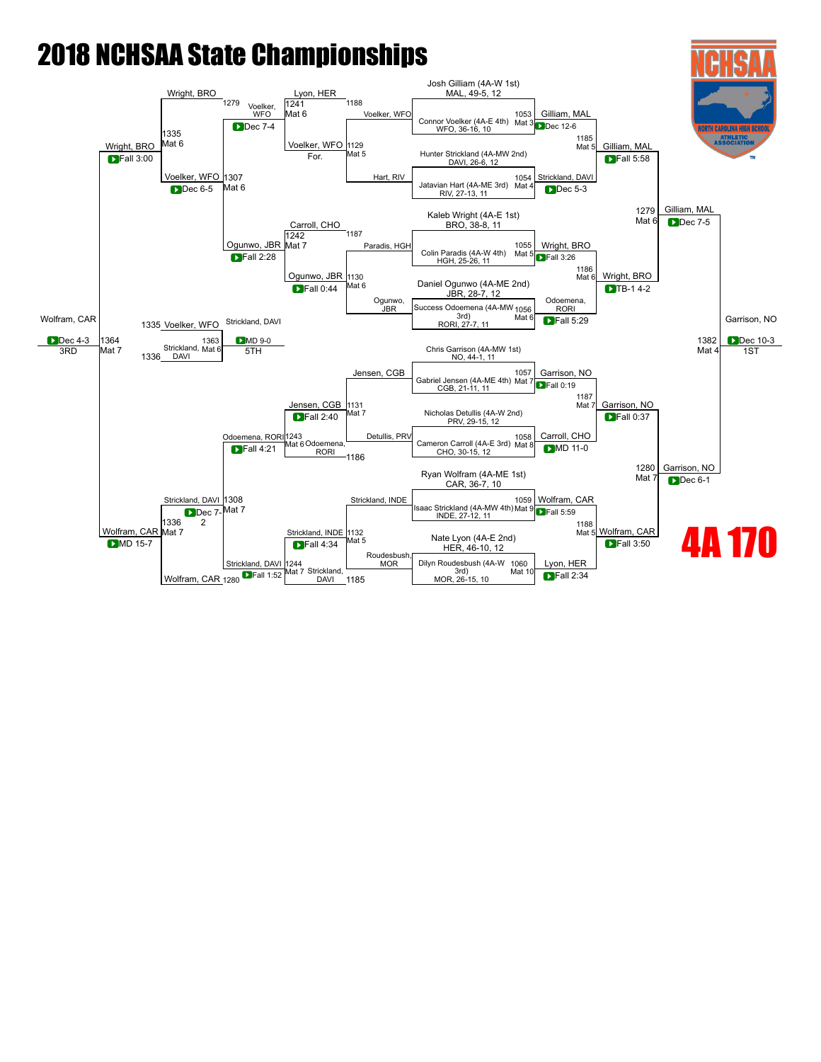# 2018 NCHSAA State Championships

## 4A 170

### Championship Bracket

**Seeds:**
- Josh Gilliam (4A-W 1st) MAL, 49-5, 12
- Connor Voelker (4A-E 4th) WFO, 36-16, 10
- Hunter Strickland (4A-MW 2nd) DAVI, 26-6, 12
- Jatavian Hart (4A-ME 3rd) RIV, 27-13, 11
- Kaleb Wright (4A-E 1st) BRO, 38-8, 11
- Colin Paradis (4A-W 4th) HGH, 25-26, 11
- Daniel Ogunwo (4A-ME 2nd) JBR, 28-7, 12
- Success Odoemena (4A-MW 3rd) RORI, 27-7, 11
- Chris Garrison (4A-MW 1st) NO, 44-1, 11
- Gabriel Jensen (4A-ME 4th) CGB, 21-11, 11
- Nicholas Detullis (4A-W 2nd) PRV, 29-15, 12
- Cameron Carroll (4A-E 3rd) CHO, 30-15, 12
- Ryan Wolfram (4A-ME 1st) CAR, 36-7, 10
- Isaac Strickland (4A-MW 4th) INDE, 27-12, 11
- Nate Lyon (4A-E 2nd) HER, 46-10, 12
- Dilyn Roudesbush (4A-W 3rd) MOR, 26-15, 10

**First Round:**
- 1053 Mat 3: Gilliam, MAL — Dec 12-6
- 1054 Mat 4: Strickland, DAVI — Dec 5-3
- 1055 Mat 5: Wright, BRO — Fall 3:26
- 1056 Mat 6: Odoemena, RORI — Fall 5:29
- 1057 Mat 7: Garrison, NO — Fall 0:19
- 1058 Mat 8: Carroll, CHO — MD 11-0
- 1059 Mat 9: Wolfram, CAR — Fall 5:59
- 1060 Mat 10: Lyon, HER — Fall 2:34

**Quarterfinals:**
- 1185 Mat 5: Gilliam, MAL — Fall 5:58
- 1186 Mat 6: Wright, BRO — TB-1 4-2
- 1187 Mat 7: Garrison, NO — Fall 0:37
- 1188 Mat 5: Wolfram, CAR — Fall 3:50

**Semifinals:**
- 1279 Mat 6: Gilliam, MAL — Dec 7-5
- 1280 Mat 7: Garrison, NO — Dec 6-1

**Final:**
- 1382 Mat 4: Garrison, NO — Dec 10-3 — 1ST

### Consolation Bracket

**Consolation Round 1:**
- 1129 Mat 5: Voelker, WFO — For. (vs Hart, RIV)
- 1130 Mat 6: Ogunwo, JBR — Fall 0:44 (vs Paradis, HGH)
- 1131 Mat 7: Jensen, CGB — Fall 2:40 (vs Detullis, PRV)
- 1132 Mat 5: Strickland, INDE — Fall 4:34 (vs Roudesbush, MOR)

**Consolation Round 2:**
- 1241 Mat 6: Voelker, WFO — Dec 7-4 (vs Lyon, HER)
- 1242 Mat 7: Ogunwo, JBR — Fall 2:28 (vs Carroll, CHO)
- 1243 Mat 6: Odoemena, RORI — Fall 4:21 (vs Jensen, CGB)
- 1244 Mat 7: Strickland, DAVI — Fall 1:52 (vs Strickland, INDE)

**Consolation Quarterfinals:**
- 1307 Mat 6: Voelker, WFO — Dec 6-5 (vs Ogunwo, JBR)
- 1308 Mat 7: Strickland, DAVI — Dec 7-2 (vs Odoemena, RORI)

**Consolation Semifinals:**
- 1335 Mat 6: Wright, BRO — Fall 3:00 (vs Voelker, WFO)
- 1336 Mat 7: Wolfram, CAR — MD 15-7 (vs Strickland, DAVI)

**3rd Place:**
- 1364 Mat 7: Wolfram, CAR — Dec 4-3 (vs Wright, BRO) — 3RD

**5th Place:**
- 1363 Mat 6: Strickland, DAVI — MD 9-0 (vs Voelker, WFO) — 5TH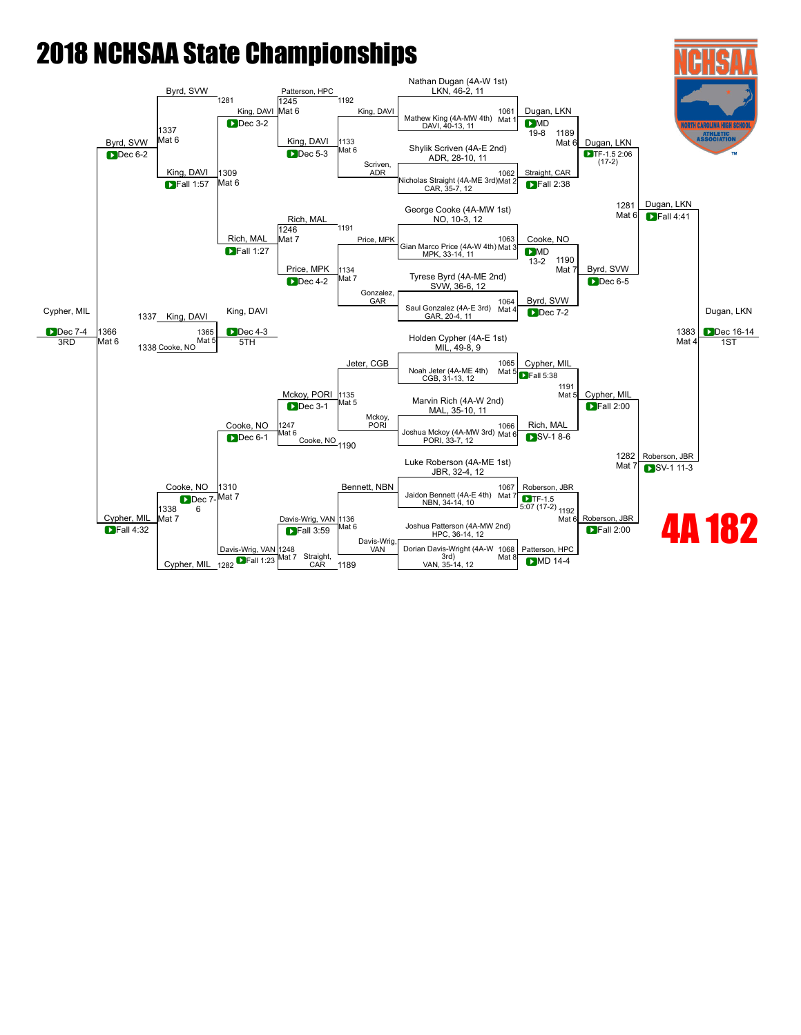# 2018 NCHSAA State Championships

## 4A 182

### Championship Bracket

**Top half**

| Wrestler | Match |
| --- | --- |
| Nathan Dugan (4A-W 1st) LKN, 46-2, 11 | 1061 Mat 1 |
| Mathew King (4A-MW 4th) DAVI, 40-13, 11 | |
| Shylik Scriven (4A-E 2nd) ADR, 28-10, 11 | 1062 Mat 2 |
| Nicholas Straight (4A-ME 3rd) CAR, 35-7, 12 | |
| George Cooke (4A-MW 1st) NO, 10-3, 12 | 1063 Mat 3 |
| Gian Marco Price (4A-W 4th) MPK, 33-14, 11 | |
| Tyrese Byrd (4A-ME 2nd) SVW, 36-6, 12 | 1064 Mat 4 |
| Saul Gonzalez (4A-E 3rd) GAR, 20-4, 11 | |

- Round 1: Dugan, LKN (MD 19-8); Straight, CAR (Fall 2:38); Cooke, NO (MD 13-2); Byrd, SVW (Dec 7-2)
- Quarterfinals: 1189 Mat 6 — Dugan, LKN (TF-1.5 2:06 (17-2)); 1190 Mat 7 — Byrd, SVW (Dec 6-5)
- Semifinal: 1281 Mat 6 — Dugan, LKN (Fall 4:41)

**Bottom half**

| Wrestler | Match |
| --- | --- |
| Holden Cypher (4A-E 1st) MIL, 49-8, 9 | 1065 Mat 5 |
| Noah Jeter (4A-ME 4th) CGB, 31-13, 12 | |
| Marvin Rich (4A-W 2nd) MAL, 35-10, 11 | 1066 Mat 6 |
| Joshua Mckoy (4A-MW 3rd) PORI, 33-7, 12 | |
| Luke Roberson (4A-ME 1st) JBR, 32-4, 12 | 1067 Mat 7 |
| Jaidon Bennett (4A-E 4th) NBN, 34-14, 10 | |
| Joshua Patterson (4A-MW 2nd) HPC, 36-14, 12 | 1068 Mat 8 |
| Dorian Davis-Wright (4A-W 3rd) VAN, 35-14, 12 | |

- Round 1: Cypher, MIL (Fall 5:38); Rich, MAL (SV-1 8-6); Roberson, JBR (TF-1.5 5:07 (17-2)); Patterson, HPC (MD 14-4)
- Quarterfinals: 1191 Mat 5 — Cypher, MIL (Fall 2:00); 1192 Mat 6 — Roberson, JBR (Fall 2:00)
- Semifinal: 1282 Mat 7 — Roberson, JBR (SV-1 11-3)

**Final:** 1383 Mat 4 — Dugan, LKN (Dec 16-14) — 1ST

### Consolation Bracket

**Top side**

- 1133 Mat 6: King, DAVI vs Scriven, ADR — King, DAVI (Dec 5-3)
- 1134 Mat 7: Price, MPK vs Gonzalez, GAR — Price, MPK (Dec 4-2)
- 1245 Mat 6: Patterson, HPC vs King, DAVI — King, DAVI (Dec 3-2)
- 1246 Mat 7: Rich, MAL vs Price, MPK — Rich, MAL (Fall 1:27)
- 1309 Mat 6: Straight, CAR vs King, DAVI — King, DAVI (Fall 1:57)
- 1310 Mat 7: Byrd, SVW vs Rich, MAL
- 1337 Mat 6: Byrd, SVW vs King, DAVI — Byrd, SVW (Dec 6-2)

**Bottom side**

- 1135 Mat 5: Jeter, CGB vs Mckoy, PORI — Mckoy, PORI (Dec 3-1)
- 1136 Mat 6: Bennett, NBN vs Davis-Wrig, VAN — Davis-Wrig, VAN (Fall 3:59)
- 1247 Mat 6: Mckoy, PORI vs Cooke, NO — Cooke, NO (Dec 6-1)
- 1248 Mat 7: Davis-Wrig, VAN vs Straight, CAR — Davis-Wrig, VAN (Fall 1:23)
- 1310 Mat 7: Cooke, NO vs Davis-Wrig, VAN — Cooke, NO (Dec 7-6)
- 1338 Mat 7: Cooke, NO vs Cypher, MIL — Cypher, MIL (Fall 4:32)

**3rd Place:** 1366 Mat 6 — Byrd, SVW vs Cypher, MIL — Cypher, MIL (Dec 7-4) — 3RD

**5th Place:** 1365 Mat 5 — King, DAVI vs Cooke, NO — King, DAVI (Dec 4-3) — 5TH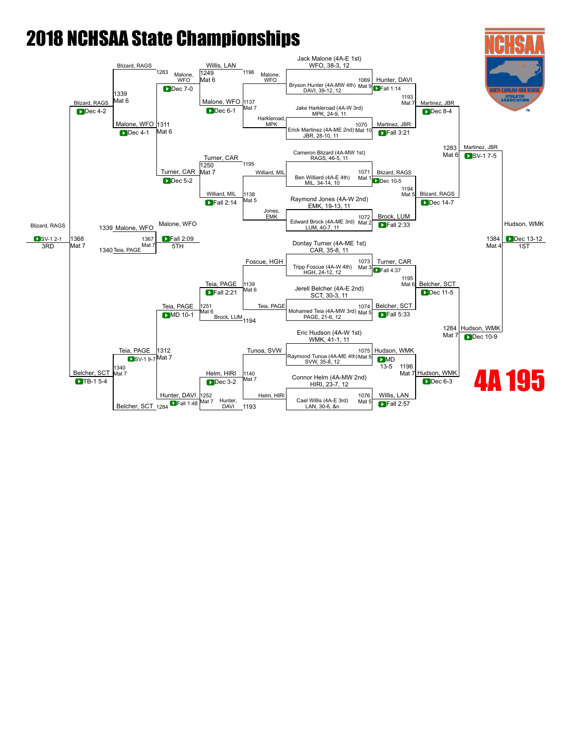# 2018 NCHSAA State Championships

## 4A 195

### Championship Bracket

**First Round**

| Bout | Mat | Wrestler | Wrestler | Winner | Result |
|---|---|---|---|---|---|
| 1069 | Mat 9 | Jack Malone (4A-E 1st) WFO, 38-3, 12 | Bryson Hunter (4A-MW 4th) DAVI, 39-12, 12 | Malone, WFO / Hunter, DAVI | Fall 1:14 |
| 1070 | Mat 10 | Jake Harkleroad (4A-W 3rd) MPK, 24-9, 11 | Erick Martinez (4A-ME 2nd) JBR, 28-10, 11 | Martinez, JBR | Fall 3:21 |
| 1071 | Mat 1 | Cameron Blizard (4A-MW 1st) RAGS, 46-5, 11 | Ben Williard (4A-E 4th) MIL, 34-14, 10 | Blizard, RAGS | Dec 10-5 |
| 1072 | Mat 2 | Raymond Jones (4A-W 2nd) EMK, 19-13, 11 | Edward Brock (4A-ME 3rd) LUM, 40-7, 11 | Brock, LUM | Fall 2:33 |
| 1073 | Mat 3 | Dontay Turner (4A-ME 1st) CAR, 35-8, 11 | Tripp Foscue (4A-W 4th) HGH, 24-12, 12 | Turner, CAR | Fall 4:37 |
| 1074 | Mat 5 | Jerell Belcher (4A-E 2nd) SCT, 30-3, 11 | Mohamed Teia (4A-MW 3rd) PAGE, 21-6, 12 | Belcher, SCT | Fall 5:33 |
| 1075 | Mat 5 | Eric Hudson (4A-W 1st) WMK, 41-1, 11 | Raymond Tunoa (4A-ME 4th) SVW, 35-8, 12 | Hudson, WMK | MD 13-5 |
| 1076 | Mat 5 | Connor Helm (4A-MW 2nd) HIRI, 23-7, 12 | Cael Willis (4A-E 3rd) LAN, 30-6, &n | Willis, LAN | Fall 2:57 |

**Quarterfinals**

| Bout | Mat | Winner | Result |
|---|---|---|---|
| 1193 | Mat 7 | Martinez, JBR (over Hunter, DAVI) | Dec 8-4 |
| 1194 | Mat 5 | Blizard, RAGS (over Brock, LUM) | Dec 14-7 |
| 1195 | Mat 6 | Belcher, SCT (over Turner, CAR) | Dec 11-5 |
| 1196 | Mat 7 | Hudson, WMK (over Willis, LAN) | Dec 6-3 |

**Semifinals**

| Bout | Mat | Winner | Result |
|---|---|---|---|
| 1283 | Mat 6 | Martinez, JBR (over Blizard, RAGS) | SV-1 7-5 |
| 1284 | Mat 7 | Hudson, WMK (over Belcher, SCT) | Dec 10-9 |

**Final (1st)**

| Bout | Mat | Winner | Result |
|---|---|---|---|
| 1384 | Mat 4 | Hudson, WMK (over Martinez, JBR) | Dec 13-12 |

### Consolation Bracket

**Consolation Round 1**

| Bout | Mat | Wrestlers | Winner | Result |
|---|---|---|---|---|
| 1137 | Mat 7 | Malone, WFO vs. Harkleroad, MPK | Malone, WFO | Dec 6-1 |
| 1138 | Mat 5 | Williard, MIL vs. Jones, EMK | Williard, MIL | Fall 2:14 |
| 1139 | Mat 6 | Foscue, HGH vs. Teia, PAGE | Teia, PAGE | Fall 2:21 |
| 1140 | Mat 7 | Tunoa, SVW vs. Helm, HIRI | Helm, HIRI | Dec 3-2 |

**Consolation Round 2**

| Bout | Mat | Wrestlers | Winner | Result |
|---|---|---|---|---|
| 1249 | Mat 6 | Willis, LAN vs. Malone, WFO | Malone, WFO | Dec 7-0 |
| 1250 | Mat 7 | Turner, CAR vs. Williard, MIL | Turner, CAR | Dec 5-2 |
| 1251 | Mat 6 | Teia, PAGE vs. Brock, LUM | Teia, PAGE | MD 10-1 |
| 1252 | Mat 7 | Helm, HIRI vs. Hunter, DAVI | Hunter, DAVI | Fall 1:48 |

**Consolation Quarterfinals**

| Bout | Mat | Wrestlers | Winner | Result |
|---|---|---|---|---|
| 1311 | Mat 6 | Malone, WFO vs. Turner, CAR | Malone, WFO | Dec 4-1 |
| 1312 | Mat 7 | Teia, PAGE vs. Hunter, DAVI | Teia, PAGE | SV-1 9-7 |

**Consolation Semifinals**

| Bout | Mat | Wrestlers | Winner | Result |
|---|---|---|---|---|
| 1339 | Mat 6 | Blizard, RAGS vs. Malone, WFO | Blizard, RAGS | Dec 4-2 |
| 1340 | Mat 7 | Teia, PAGE vs. Belcher, SCT | Belcher, SCT | TB-1 5-4 |

**3rd Place**

| Bout | Mat | Wrestlers | Winner | Result |
|---|---|---|---|---|
| 1368 | Mat 7 | Blizard, RAGS vs. Belcher, SCT | Blizard, RAGS | SV-1 2-1 |

**5th Place**

| Bout | Mat | Wrestlers | Winner | Result |
|---|---|---|---|---|
| 1367 | Mat 7 | Malone, WFO vs. Teia, PAGE | Malone, WFO | Fall 2:09 |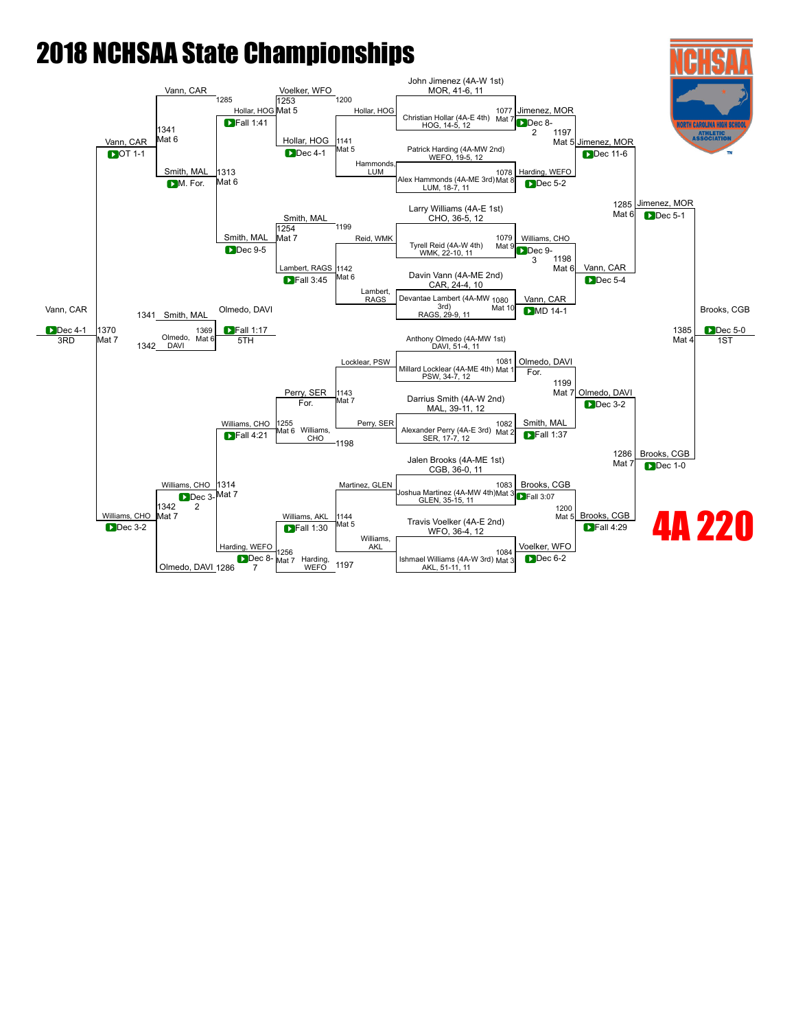# 2018 NCHSAA State Championships

## 4A 220

### Championship Bracket

**Seeds:**

- John Jimenez (4A-W 1st) MOR, 41-6, 11
- Christian Hollar (4A-E 4th) HOG, 14-5, 12
- Patrick Harding (4A-MW 2nd) WEFO, 19-5, 12
- Alex Hammonds (4A-ME 3rd) LUM, 18-7, 11
- Larry Williams (4A-E 1st) CHO, 36-5, 12
- Tyrell Reid (4A-W 4th) WMK, 22-10, 11
- Davin Vann (4A-ME 2nd) CAR, 24-4, 10
- Devantae Lambert (4A-MW 3rd) RAGS, 29-9, 11
- Anthony Olmedo (4A-MW 1st) DAVI, 51-4, 11
- Millard Locklear (4A-ME 4th) PSW, 34-7, 12
- Darrius Smith (4A-W 2nd) MAL, 39-11, 12
- Alexander Perry (4A-E 3rd) SER, 17-7, 12
- Jalen Brooks (4A-ME 1st) CGB, 36-0, 11
- Joshua Martinez (4A-MW 4th) GLEN, 35-15, 11
- Travis Voelker (4A-E 2nd) WFO, 36-4, 12
- Ishmael Williams (4A-W 3rd) AKL, 51-11, 11

**First Round:**

- Bout 1077, Mat 7: Jimenez, MOR — Dec 8-2
- Bout 1078, Mat 8: Harding, WEFO — Dec 5-2
- Bout 1079, Mat 9: Williams, CHO — Dec 9-3
- Bout 1080, Mat 10: Vann, CAR — MD 14-1
- Bout 1081, Mat 1: Olmedo, DAVI — For.
- Bout 1082, Mat 2: Smith, MAL — Fall 1:37
- Bout 1083, Mat 3: Brooks, CGB — Fall 3:07
- Bout 1084, Mat 3: Voelker, WFO — Dec 6-2

**Quarterfinals:**

- Bout 1197, Mat 5: Jimenez, MOR — Dec 11-6
- Bout 1198, Mat 6: Vann, CAR — Dec 5-4
- Bout 1199, Mat 7: Olmedo, DAVI — Dec 3-2
- Bout 1200, Mat 5: Brooks, CGB — Fall 4:29

**Semifinals:**

- Bout 1285, Mat 6: Jimenez, MOR — Dec 5-1
- Bout 1286, Mat 7: Brooks, CGB — Dec 1-0

**Final:**

- Bout 1385, Mat 4: Brooks, CGB — Dec 5-0 — 1ST

### Consolation Bracket

**Consolation Round 1:**

- Bout 1141, Mat 5: Hollar, HOG over Hammonds, LUM — Dec 4-1
- Bout 1142, Mat 6: Lambert, RAGS over Reid, WMK — Fall 3:45
- Bout 1143, Mat 7: Perry, SER over Locklear, PSW — For.
- Bout 1144, Mat 5: Williams, AKL over Martinez, GLEN — Fall 1:30

**Consolation Round 2:**

- Bout 1253, Mat 5: Hollar, HOG over Voelker, WFO (from 1200) — Fall 1:41
- Bout 1254, Mat 7: Smith, MAL (from 1199) over Lambert, RAGS — Dec 9-5
- Bout 1255, Mat 6: Williams, CHO (from 1198) over Perry, SER — Fall 4:21
- Bout 1256, Mat 7: Harding, WEFO (from 1197) over Williams, AKL — Dec 8-7

**Consolation Quarterfinals:**

- Bout 1313, Mat 6: Smith, MAL over Hollar, HOG — M. For.
- Bout 1314, Mat 7: Williams, CHO over Harding, WEFO — Dec 3-2

**Consolation Semifinals:**

- Bout 1341, Mat 6: Vann, CAR (from 1285) over Smith, MAL — OT 1-1
- Bout 1342, Mat 7: Williams, CHO over Olmedo, DAVI (from 1286) — Dec 3-2

**Third Place:**

- Bout 1370, Mat 7: Vann, CAR over Williams, CHO — Dec 4-1 — 3RD

**Fifth Place:**

- Bout 1369, Mat 6: Olmedo, DAVI over Smith, MAL (from 1341) / Olmedo, DAVI (from 1342) — Fall 1:17 — 5TH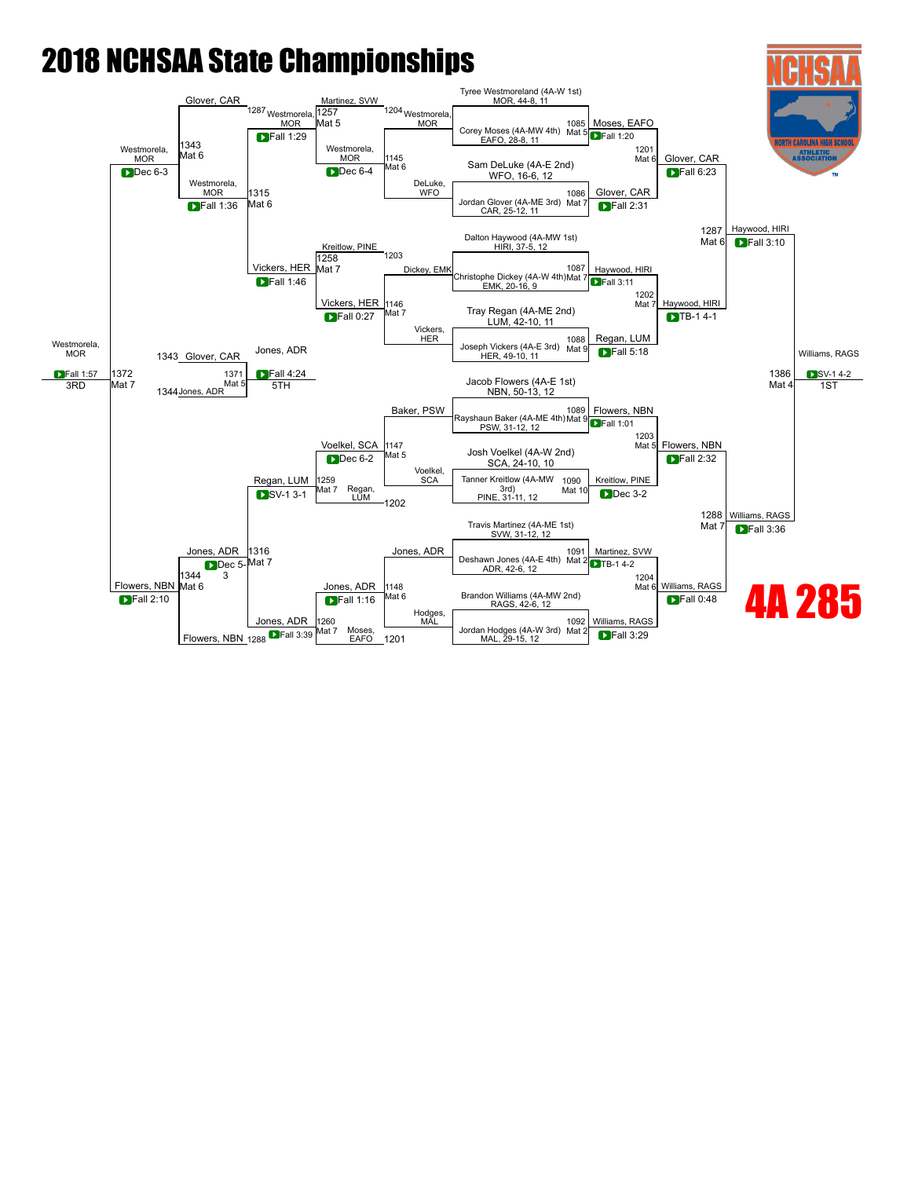# 2018 NCHSAA State Championships

# 4A 285

## Championship Bracket

Tyree Westmoreland (4A-W 1st) MOR, 44-8, 11

Corey Moses (4A-MW 4th) EAFO, 28-8, 11

1085 Mat 5 — Moses, EAFO

Fall 1:20

Sam DeLuke (4A-E 2nd) WFO, 16-6, 12

Jordan Glover (4A-ME 3rd) CAR, 25-12, 11

1086 Mat 7 — Glover, CAR

Fall 2:31

1201 Mat 6 — Glover, CAR

Fall 6:23

Dalton Haywood (4A-MW 1st) HIRI, 37-5, 12

Christophe Dickey (4A-W 4th) EMK, 20-16, 9

1087 Mat 7 — Haywood, HIRI

Fall 3:11

Tray Regan (4A-ME 2nd) LUM, 42-10, 11

Joseph Vickers (4A-E 3rd) HER, 49-10, 11

1088 Mat 9 — Regan, LUM

Fall 5:18

1202 Mat 7 — Haywood, HIRI

TB-1 4-1

1287 Mat 6 — Haywood, HIRI

Fall 3:10

Jacob Flowers (4A-E 1st) NBN, 50-13, 12

Rayshaun Baker (4A-ME 4th) PSW, 31-12, 12

1089 Mat 9 — Flowers, NBN

Fall 1:01

Josh Voelkel (4A-W 2nd) SCA, 24-10, 10

Tanner Kreitlow (4A-MW 3rd) PINE, 31-11, 12

1090 Mat 10 — Kreitlow, PINE

Dec 3-2

1203 Mat 5 — Flowers, NBN

Fall 2:32

Travis Martinez (4A-ME 1st) SVW, 31-12, 12

Deshawn Jones (4A-E 4th) ADR, 42-6, 12

1091 Mat 2 — Martinez, SVW

TB-1 4-2

Brandon Williams (4A-MW 2nd) RAGS, 42-6, 12

Jordan Hodges (4A-W 3rd) MAL, 29-15, 12

1092 Mat 2 — Williams, RAGS

Fall 3:29

1204 Mat 6 — Williams, RAGS

Fall 0:48

1288 Mat 7 — Williams, RAGS

Fall 3:36

1386 Mat 4 — Williams, RAGS

SV-1 4-2

1ST

## Consolation Bracket

1145 Mat 6 — Westmoreland, MOR vs DeLuke, WFO — Westmoreland, MOR

Dec 6-4

1146 Mat 7 — Dickey, EMK vs Vickers, HER — Vickers, HER

Fall 0:27

1147 Mat 5 — Baker, PSW vs Voelkel, SCA — Voelkel, SCA

Dec 6-2

1148 Mat 6 — Jones, ADR vs Hodges, MAL — Jones, ADR

Fall 1:16

1204 — Martinez, SVW vs Westmoreland, MOR

1257 Mat 5 — Westmoreland, MOR

Fall 1:29

1203 — Kreitlow, PINE vs Vickers, HER

1258 Mat 7 — Vickers, HER

Fall 1:46

1202 — Voelkel, SCA vs Regan, LUM

1259 Mat 7 — Regan, LUM

SV-1 3-1

1201 — Moses, EAFO vs Jones, ADR

1260 Mat 7 — Jones, ADR

Fall 3:39

1287 — Glover, CAR vs Westmoreland, MOR

1343 Mat 6 — Westmoreland, MOR

Dec 6-3

1315 Mat 6 — Westmoreland, MOR vs Vickers, HER — Westmoreland, MOR

Fall 1:36

1316 Mat 7 — Regan, LUM vs Jones, ADR — Jones, ADR

Dec 5-3

1288 — Flowers, NBN vs Jones, ADR

1344 Mat 6 — Flowers, NBN

Fall 2:10

1372 Mat 7 — Westmoreland, MOR vs Flowers, NBN — Westmoreland, MOR

Fall 1:57

3RD

1371 Mat 5 — Glover, CAR (1343) vs Jones, ADR (1344) — Jones, ADR

Fall 4:24

5TH